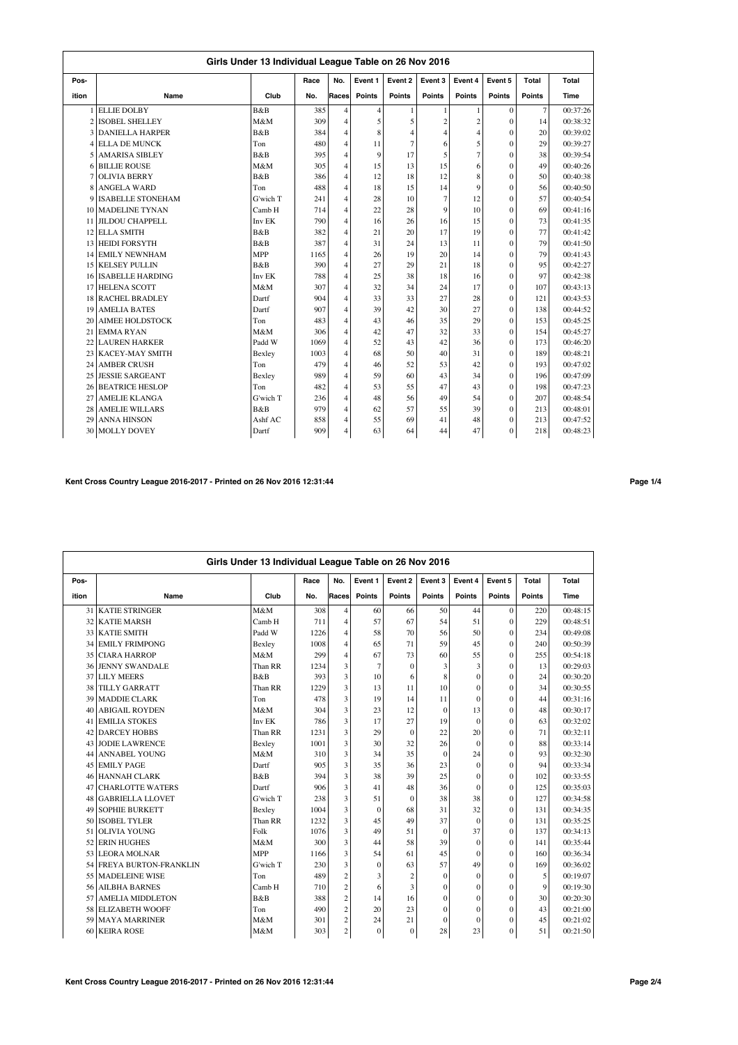## Girls Under 13 Individual League Table on 26 Nov 2016

| Pos-ition | Name | Club | Race No. | No. Races | Event 1 Points | Event 2 Points | Event 3 Points | Event 4 Points | Event 5 Points | Total Points | Total Time |
|---|---|---|---|---|---|---|---|---|---|---|---|
| 1 | ELLIE DOLBY | B&B | 385 | 4 | 4 | 1 | 1 | 1 | 0 | 7 | 00:37:26 |
| 2 | ISOBEL SHELLEY | M&M | 309 | 4 | 5 | 5 | 2 | 2 | 0 | 14 | 00:38:32 |
| 3 | DANIELLA HARPER | B&B | 384 | 4 | 8 | 4 | 4 | 4 | 0 | 20 | 00:39:02 |
| 4 | ELLA DE MUNCK | Ton | 480 | 4 | 11 | 7 | 6 | 5 | 0 | 29 | 00:39:27 |
| 5 | AMARISA SIBLEY | B&B | 395 | 4 | 9 | 17 | 5 | 7 | 0 | 38 | 00:39:54 |
| 6 | BILLIE ROUSE | M&M | 305 | 4 | 15 | 13 | 15 | 6 | 0 | 49 | 00:40:26 |
| 7 | OLIVIA BERRY | B&B | 386 | 4 | 12 | 18 | 12 | 8 | 0 | 50 | 00:40:38 |
| 8 | ANGELA WARD | Ton | 488 | 4 | 18 | 15 | 14 | 9 | 0 | 56 | 00:40:50 |
| 9 | ISABELLE STONEHAM | G'wich T | 241 | 4 | 28 | 10 | 7 | 12 | 0 | 57 | 00:40:54 |
| 10 | MADELINE TYNAN | Camb H | 714 | 4 | 22 | 28 | 9 | 10 | 0 | 69 | 00:41:16 |
| 11 | JILDOU CHAPPELL | Inv EK | 790 | 4 | 16 | 26 | 16 | 15 | 0 | 73 | 00:41:35 |
| 12 | ELLA SMITH | B&B | 382 | 4 | 21 | 20 | 17 | 19 | 0 | 77 | 00:41:42 |
| 13 | HEIDI FORSYTH | B&B | 387 | 4 | 31 | 24 | 13 | 11 | 0 | 79 | 00:41:50 |
| 14 | EMILY NEWNHAM | MPP | 1165 | 4 | 26 | 19 | 20 | 14 | 0 | 79 | 00:41:43 |
| 15 | KELSEY PULLIN | B&B | 390 | 4 | 27 | 29 | 21 | 18 | 0 | 95 | 00:42:27 |
| 16 | ISABELLE HARDING | Inv EK | 788 | 4 | 25 | 38 | 18 | 16 | 0 | 97 | 00:42:38 |
| 17 | HELENA SCOTT | M&M | 307 | 4 | 32 | 34 | 24 | 17 | 0 | 107 | 00:43:13 |
| 18 | RACHEL BRADLEY | Dartf | 904 | 4 | 33 | 33 | 27 | 28 | 0 | 121 | 00:43:53 |
| 19 | AMELIA BATES | Dartf | 907 | 4 | 39 | 42 | 30 | 27 | 0 | 138 | 00:44:52 |
| 20 | AIMEE HOLDSTOCK | Ton | 483 | 4 | 43 | 46 | 35 | 29 | 0 | 153 | 00:45:25 |
| 21 | EMMA RYAN | M&M | 306 | 4 | 42 | 47 | 32 | 33 | 0 | 154 | 00:45:27 |
| 22 | LAUREN HARKER | Padd W | 1069 | 4 | 52 | 43 | 42 | 36 | 0 | 173 | 00:46:20 |
| 23 | KACEY-MAY SMITH | Bexley | 1003 | 4 | 68 | 50 | 40 | 31 | 0 | 189 | 00:48:21 |
| 24 | AMBER CRUSH | Ton | 479 | 4 | 46 | 52 | 53 | 42 | 0 | 193 | 00:47:02 |
| 25 | JESSIE SARGEANT | Bexley | 989 | 4 | 59 | 60 | 43 | 34 | 0 | 196 | 00:47:09 |
| 26 | BEATRICE HESLOP | Ton | 482 | 4 | 53 | 55 | 47 | 43 | 0 | 198 | 00:47:23 |
| 27 | AMELIE KLANGA | G'wich T | 236 | 4 | 48 | 56 | 49 | 54 | 0 | 207 | 00:48:54 |
| 28 | AMELIE WILLARS | B&B | 979 | 4 | 62 | 57 | 55 | 39 | 0 | 213 | 00:48:01 |
| 29 | ANNA HINSON | Ashf AC | 858 | 4 | 55 | 69 | 41 | 48 | 0 | 213 | 00:47:52 |
| 30 | MOLLY DOVEY | Dartf | 909 | 4 | 63 | 64 | 44 | 47 | 0 | 218 | 00:48:23 |

Kent Cross Country League 2016-2017 - Printed on 26 Nov 2016 12:31:44

## Girls Under 13 Individual League Table on 26 Nov 2016

| Pos-ition | Name | Club | Race No. | No. Races | Event 1 Points | Event 2 Points | Event 3 Points | Event 4 Points | Event 5 Points | Total Points | Total Time |
|---|---|---|---|---|---|---|---|---|---|---|---|
| 31 | KATIE STRINGER | M&M | 308 | 4 | 60 | 66 | 50 | 44 | 0 | 220 | 00:48:15 |
| 32 | KATIE MARSH | Camb H | 711 | 4 | 57 | 67 | 54 | 51 | 0 | 229 | 00:48:51 |
| 33 | KATIE SMITH | Padd W | 1226 | 4 | 58 | 70 | 56 | 50 | 0 | 234 | 00:49:08 |
| 34 | EMILY FRIMPONG | Bexley | 1008 | 4 | 65 | 71 | 59 | 45 | 0 | 240 | 00:50:39 |
| 35 | CIARA HARROP | M&M | 299 | 4 | 67 | 73 | 60 | 55 | 0 | 255 | 00:54:18 |
| 36 | JENNY SWANDALE | Than RR | 1234 | 3 | 7 | 0 | 3 | 3 | 0 | 13 | 00:29:03 |
| 37 | LILY MEERS | B&B | 393 | 3 | 10 | 6 | 8 | 0 | 0 | 24 | 00:30:20 |
| 38 | TILLY GARRATT | Than RR | 1229 | 3 | 13 | 11 | 10 | 0 | 0 | 34 | 00:30:55 |
| 39 | MADDIE CLARK | Ton | 478 | 3 | 19 | 14 | 11 | 0 | 0 | 44 | 00:31:16 |
| 40 | ABIGAIL ROYDEN | M&M | 304 | 3 | 23 | 12 | 0 | 13 | 0 | 48 | 00:30:17 |
| 41 | EMILIA STOKES | Inv EK | 786 | 3 | 17 | 27 | 19 | 0 | 0 | 63 | 00:32:02 |
| 42 | DARCEY HOBBS | Than RR | 1231 | 3 | 29 | 0 | 22 | 20 | 0 | 71 | 00:32:11 |
| 43 | JODIE LAWRENCE | Bexley | 1001 | 3 | 30 | 32 | 26 | 0 | 0 | 88 | 00:33:14 |
| 44 | ANNABEL YOUNG | M&M | 310 | 3 | 34 | 35 | 0 | 24 | 0 | 93 | 00:32:30 |
| 45 | EMILY PAGE | Dartf | 905 | 3 | 35 | 36 | 23 | 0 | 0 | 94 | 00:33:34 |
| 46 | HANNAH CLARK | B&B | 394 | 3 | 38 | 39 | 25 | 0 | 0 | 102 | 00:33:55 |
| 47 | CHARLOTTE WATERS | Dartf | 906 | 3 | 41 | 48 | 36 | 0 | 0 | 125 | 00:35:03 |
| 48 | GABRIELLA LLOVET | G'wich T | 238 | 3 | 51 | 0 | 38 | 38 | 0 | 127 | 00:34:58 |
| 49 | SOPHIE BURKETT | Bexley | 1004 | 3 | 0 | 68 | 31 | 32 | 0 | 131 | 00:34:35 |
| 50 | ISOBEL TYLER | Than RR | 1232 | 3 | 45 | 49 | 37 | 0 | 0 | 131 | 00:35:25 |
| 51 | OLIVIA YOUNG | Folk | 1076 | 3 | 49 | 51 | 0 | 37 | 0 | 137 | 00:34:13 |
| 52 | ERIN HUGHES | M&M | 300 | 3 | 44 | 58 | 39 | 0 | 0 | 141 | 00:35:44 |
| 53 | LEORA MOLNAR | MPP | 1166 | 3 | 54 | 61 | 45 | 0 | 0 | 160 | 00:36:34 |
| 54 | FREYA BURTON-FRANKLIN | G'wich T | 230 | 3 | 0 | 63 | 57 | 49 | 0 | 169 | 00:36:02 |
| 55 | MADELEINE WISE | Ton | 489 | 2 | 3 | 2 | 0 | 0 | 0 | 5 | 00:19:07 |
| 56 | AILBHA BARNES | Camb H | 710 | 2 | 6 | 3 | 0 | 0 | 0 | 9 | 00:19:30 |
| 57 | AMELIA MIDDLETON | B&B | 388 | 2 | 14 | 16 | 0 | 0 | 0 | 30 | 00:20:30 |
| 58 | ELIZABETH WOOFF | Ton | 490 | 2 | 20 | 23 | 0 | 0 | 0 | 43 | 00:21:00 |
| 59 | MAYA MARRINER | M&M | 301 | 2 | 24 | 21 | 0 | 0 | 0 | 45 | 00:21:02 |
| 60 | KEIRA ROSE | M&M | 303 | 2 | 0 | 0 | 28 | 23 | 0 | 51 | 00:21:50 |

Kent Cross Country League 2016-2017 - Printed on 26 Nov 2016 12:31:44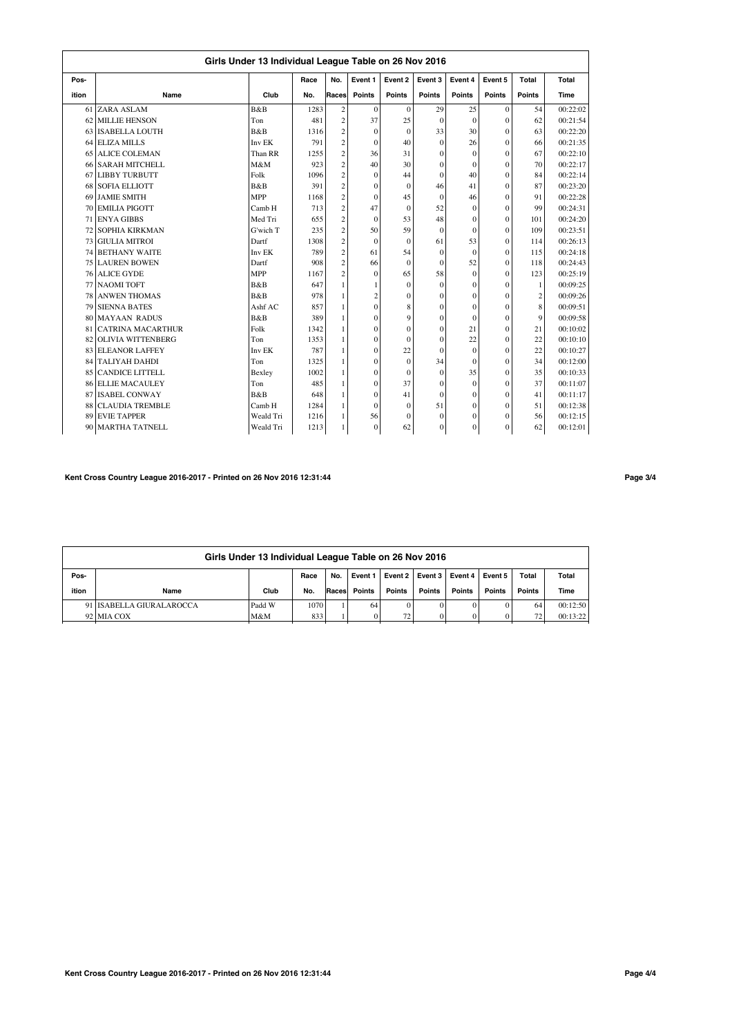## Girls Under 13 Individual League Table on 26 Nov 2016

| Pos-ition | Name | Club | Race No. | No. Races | Event 1 Points | Event 2 Points | Event 3 Points | Event 4 Points | Event 5 Points | Total Points | Total Time |
|---|---|---|---|---|---|---|---|---|---|---|---|
| 61 | ZARA ASLAM | B&B | 1283 | 2 | 0 | 0 | 29 | 25 | 0 | 54 | 00:22:02 |
| 62 | MILLIE HENSON | Ton | 481 | 2 | 37 | 25 | 0 | 0 | 0 | 62 | 00:21:54 |
| 63 | ISABELLA LOUTH | B&B | 1316 | 2 | 0 | 0 | 33 | 30 | 0 | 63 | 00:22:20 |
| 64 | ELIZA MILLS | Inv EK | 791 | 2 | 0 | 40 | 0 | 26 | 0 | 66 | 00:21:35 |
| 65 | ALICE COLEMAN | Than RR | 1255 | 2 | 36 | 31 | 0 | 0 | 0 | 67 | 00:22:10 |
| 66 | SARAH MITCHELL | M&M | 923 | 2 | 40 | 30 | 0 | 0 | 0 | 70 | 00:22:17 |
| 67 | LIBBY TURBUTT | Folk | 1096 | 2 | 0 | 44 | 0 | 40 | 0 | 84 | 00:22:14 |
| 68 | SOFIA ELLIOTT | B&B | 391 | 2 | 0 | 0 | 46 | 41 | 0 | 87 | 00:23:20 |
| 69 | JAMIE SMITH | MPP | 1168 | 2 | 0 | 45 | 0 | 46 | 0 | 91 | 00:22:28 |
| 70 | EMILIA PIGOTT | Camb H | 713 | 2 | 47 | 0 | 52 | 0 | 0 | 99 | 00:24:31 |
| 71 | ENYA GIBBS | Med Tri | 655 | 2 | 0 | 53 | 48 | 0 | 0 | 101 | 00:24:20 |
| 72 | SOPHIA KIRKMAN | G'wich T | 235 | 2 | 50 | 59 | 0 | 0 | 0 | 109 | 00:23:51 |
| 73 | GIULIA MITROI | Dartf | 1308 | 2 | 0 | 0 | 61 | 53 | 0 | 114 | 00:26:13 |
| 74 | BETHANY WAITE | Inv EK | 789 | 2 | 61 | 54 | 0 | 0 | 0 | 115 | 00:24:18 |
| 75 | LAUREN BOWEN | Dartf | 908 | 2 | 66 | 0 | 0 | 52 | 0 | 118 | 00:24:43 |
| 76 | ALICE GYDE | MPP | 1167 | 2 | 0 | 65 | 58 | 0 | 0 | 123 | 00:25:19 |
| 77 | NAOMI TOFT | B&B | 647 | 1 | 1 | 0 | 0 | 0 | 0 | 1 | 00:09:25 |
| 78 | ANWEN THOMAS | B&B | 978 | 1 | 2 | 0 | 0 | 0 | 0 | 2 | 00:09:26 |
| 79 | SIENNA BATES | Ashf AC | 857 | 1 | 0 | 8 | 0 | 0 | 0 | 8 | 00:09:51 |
| 80 | MAYAAN RADUS | B&B | 389 | 1 | 0 | 9 | 0 | 0 | 0 | 9 | 00:09:58 |
| 81 | CATRINA MACARTHUR | Folk | 1342 | 1 | 0 | 0 | 0 | 21 | 0 | 21 | 00:10:02 |
| 82 | OLIVIA WITTENBERG | Ton | 1353 | 1 | 0 | 0 | 0 | 22 | 0 | 22 | 00:10:10 |
| 83 | ELEANOR LAFFEY | Inv EK | 787 | 1 | 0 | 22 | 0 | 0 | 0 | 22 | 00:10:27 |
| 84 | TALIYAH DAHDI | Ton | 1325 | 1 | 0 | 0 | 34 | 0 | 0 | 34 | 00:12:00 |
| 85 | CANDICE LITTELL | Bexley | 1002 | 1 | 0 | 0 | 0 | 35 | 0 | 35 | 00:10:33 |
| 86 | ELLIE MACAULEY | Ton | 485 | 1 | 0 | 37 | 0 | 0 | 0 | 37 | 00:11:07 |
| 87 | ISABEL CONWAY | B&B | 648 | 1 | 0 | 41 | 0 | 0 | 0 | 41 | 00:11:17 |
| 88 | CLAUDIA TREMBLE | Camb H | 1284 | 1 | 0 | 0 | 51 | 0 | 0 | 51 | 00:12:38 |
| 89 | EVIE TAPPER | Weald Tri | 1216 | 1 | 56 | 0 | 0 | 0 | 0 | 56 | 00:12:15 |
| 90 | MARTHA TATNELL | Weald Tri | 1213 | 1 | 0 | 62 | 0 | 0 | 0 | 62 | 00:12:01 |
| 91 | ISABELLA GIURALAROCCA | Padd W | 1070 | 1 | 64 | 0 | 0 | 0 | 0 | 64 | 00:12:50 |
| 92 | MIA COX | M&M | 833 | 1 | 0 | 72 | 0 | 0 | 0 | 72 | 00:13:22 |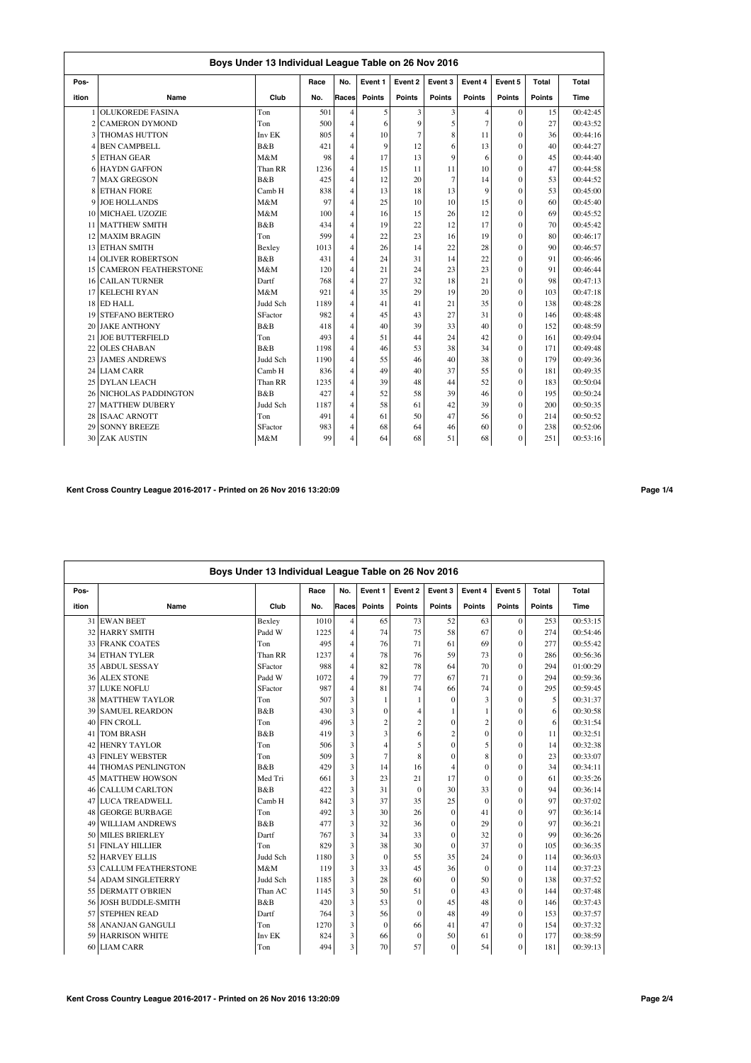## Boys Under 13 Individual League Table on 26 Nov 2016

| Pos-ition | Name | Club | Race No. | No. Races | Event 1 Points | Event 2 Points | Event 3 Points | Event 4 Points | Event 5 Points | Total Points | Total Time |
|---|---|---|---|---|---|---|---|---|---|---|---|
| 1 | OLUKOREDE FASINA | Ton | 501 | 4 | 5 | 3 | 3 | 4 | 0 | 15 | 00:42:45 |
| 2 | CAMERON DYMOND | Ton | 500 | 4 | 6 | 9 | 5 | 7 | 0 | 27 | 00:43:52 |
| 3 | THOMAS HUTTON | Inv EK | 805 | 4 | 10 | 7 | 8 | 11 | 0 | 36 | 00:44:16 |
| 4 | BEN CAMPBELL | B&B | 421 | 4 | 9 | 12 | 6 | 13 | 0 | 40 | 00:44:27 |
| 5 | ETHAN GEAR | M&M | 98 | 4 | 17 | 13 | 9 | 6 | 0 | 45 | 00:44:40 |
| 6 | HAYDN GAFFON | Than RR | 1236 | 4 | 15 | 11 | 11 | 10 | 0 | 47 | 00:44:58 |
| 7 | MAX GREGSON | B&B | 425 | 4 | 12 | 20 | 7 | 14 | 0 | 53 | 00:44:52 |
| 8 | ETHAN FIORE | Camb H | 838 | 4 | 13 | 18 | 13 | 9 | 0 | 53 | 00:45:00 |
| 9 | JOE HOLLANDS | M&M | 97 | 4 | 25 | 10 | 10 | 15 | 0 | 60 | 00:45:40 |
| 10 | MICHAEL UZOZIE | M&M | 100 | 4 | 16 | 15 | 26 | 12 | 0 | 69 | 00:45:52 |
| 11 | MATTHEW SMITH | B&B | 434 | 4 | 19 | 22 | 12 | 17 | 0 | 70 | 00:45:42 |
| 12 | MAXIM BRAGIN | Ton | 599 | 4 | 22 | 23 | 16 | 19 | 0 | 80 | 00:46:17 |
| 13 | ETHAN SMITH | Bexley | 1013 | 4 | 26 | 14 | 22 | 28 | 0 | 90 | 00:46:57 |
| 14 | OLIVER ROBERTSON | B&B | 431 | 4 | 24 | 31 | 14 | 22 | 0 | 91 | 00:46:46 |
| 15 | CAMERON FEATHERSTONE | M&M | 120 | 4 | 21 | 24 | 23 | 23 | 0 | 91 | 00:46:44 |
| 16 | CAILAN TURNER | Dartf | 768 | 4 | 27 | 32 | 18 | 21 | 0 | 98 | 00:47:13 |
| 17 | KELECHI RYAN | M&M | 921 | 4 | 35 | 29 | 19 | 20 | 0 | 103 | 00:47:18 |
| 18 | ED HALL | Judd Sch | 1189 | 4 | 41 | 41 | 21 | 35 | 0 | 138 | 00:48:28 |
| 19 | STEFANO BERTERO | SFactor | 982 | 4 | 45 | 43 | 27 | 31 | 0 | 146 | 00:48:48 |
| 20 | JAKE ANTHONY | B&B | 418 | 4 | 40 | 39 | 33 | 40 | 0 | 152 | 00:48:59 |
| 21 | JOE BUTTERFIELD | Ton | 493 | 4 | 51 | 44 | 24 | 42 | 0 | 161 | 00:49:04 |
| 22 | OLES CHABAN | B&B | 1198 | 4 | 46 | 53 | 38 | 34 | 0 | 171 | 00:49:48 |
| 23 | JAMES ANDREWS | Judd Sch | 1190 | 4 | 55 | 46 | 40 | 38 | 0 | 179 | 00:49:36 |
| 24 | LIAM CARR | Camb H | 836 | 4 | 49 | 40 | 37 | 55 | 0 | 181 | 00:49:35 |
| 25 | DYLAN LEACH | Than RR | 1235 | 4 | 39 | 48 | 44 | 52 | 0 | 183 | 00:50:04 |
| 26 | NICHOLAS PADDINGTON | B&B | 427 | 4 | 52 | 58 | 39 | 46 | 0 | 195 | 00:50:24 |
| 27 | MATTHEW DUBERY | Judd Sch | 1187 | 4 | 58 | 61 | 42 | 39 | 0 | 200 | 00:50:35 |
| 28 | ISAAC ARNOTT | Ton | 491 | 4 | 61 | 50 | 47 | 56 | 0 | 214 | 00:50:52 |
| 29 | SONNY BREEZE | SFactor | 983 | 4 | 68 | 64 | 46 | 60 | 0 | 238 | 00:52:06 |
| 30 | ZAK AUSTIN | M&M | 99 | 4 | 64 | 68 | 51 | 68 | 0 | 251 | 00:53:16 |

Kent Cross Country League 2016-2017 - Printed on 26 Nov 2016 13:20:09

## Boys Under 13 Individual League Table on 26 Nov 2016

| Pos-ition | Name | Club | Race No. | No. Races | Event 1 Points | Event 2 Points | Event 3 Points | Event 4 Points | Event 5 Points | Total Points | Total Time |
|---|---|---|---|---|---|---|---|---|---|---|---|
| 31 | EWAN BEET | Bexley | 1010 | 4 | 65 | 73 | 52 | 63 | 0 | 253 | 00:53:15 |
| 32 | HARRY SMITH | Padd W | 1225 | 4 | 74 | 75 | 58 | 67 | 0 | 274 | 00:54:46 |
| 33 | FRANK COATES | Ton | 495 | 4 | 76 | 71 | 61 | 69 | 0 | 277 | 00:55:42 |
| 34 | ETHAN TYLER | Than RR | 1237 | 4 | 78 | 76 | 59 | 73 | 0 | 286 | 00:56:36 |
| 35 | ABDUL SESSAY | SFactor | 988 | 4 | 82 | 78 | 64 | 70 | 0 | 294 | 01:00:29 |
| 36 | ALEX STONE | Padd W | 1072 | 4 | 79 | 77 | 67 | 71 | 0 | 294 | 00:59:36 |
| 37 | LUKE NOFLU | SFactor | 987 | 4 | 81 | 74 | 66 | 74 | 0 | 295 | 00:59:45 |
| 38 | MATTHEW TAYLOR | Ton | 507 | 3 | 1 | 1 | 0 | 3 | 0 | 5 | 00:31:37 |
| 39 | SAMUEL REARDON | B&B | 430 | 3 | 0 | 4 | 1 | 1 | 0 | 6 | 00:30:58 |
| 40 | FIN CROLL | Ton | 496 | 3 | 2 | 2 | 0 | 2 | 0 | 6 | 00:31:54 |
| 41 | TOM BRASH | B&B | 419 | 3 | 3 | 6 | 2 | 0 | 0 | 11 | 00:32:51 |
| 42 | HENRY TAYLOR | Ton | 506 | 3 | 4 | 5 | 0 | 5 | 0 | 14 | 00:32:38 |
| 43 | FINLEY WEBSTER | Ton | 509 | 3 | 7 | 8 | 0 | 8 | 0 | 23 | 00:33:07 |
| 44 | THOMAS PENLINGTON | B&B | 429 | 3 | 14 | 16 | 4 | 0 | 0 | 34 | 00:34:11 |
| 45 | MATTHEW HOWSON | Med Tri | 661 | 3 | 23 | 21 | 17 | 0 | 0 | 61 | 00:35:26 |
| 46 | CALLUM CARLTON | B&B | 422 | 3 | 31 | 0 | 30 | 33 | 0 | 94 | 00:36:14 |
| 47 | LUCA TREADWELL | Camb H | 842 | 3 | 37 | 35 | 25 | 0 | 0 | 97 | 00:37:02 |
| 48 | GEORGE BURBAGE | Ton | 492 | 3 | 30 | 26 | 0 | 41 | 0 | 97 | 00:36:14 |
| 49 | WILLIAM ANDREWS | B&B | 477 | 3 | 32 | 36 | 0 | 29 | 0 | 97 | 00:36:21 |
| 50 | MILES BRIERLEY | Dartf | 767 | 3 | 34 | 33 | 0 | 32 | 0 | 99 | 00:36:26 |
| 51 | FINLAY HILLIER | Ton | 829 | 3 | 38 | 30 | 0 | 37 | 0 | 105 | 00:36:35 |
| 52 | HARVEY ELLIS | Judd Sch | 1180 | 3 | 0 | 55 | 35 | 24 | 0 | 114 | 00:36:03 |
| 53 | CALLUM FEATHERSTONE | M&M | 119 | 3 | 33 | 45 | 36 | 0 | 0 | 114 | 00:37:23 |
| 54 | ADAM SINGLETERRY | Judd Sch | 1185 | 3 | 28 | 60 | 0 | 50 | 0 | 138 | 00:37:52 |
| 55 | DERMATT O'BRIEN | Than AC | 1145 | 3 | 50 | 51 | 0 | 43 | 0 | 144 | 00:37:48 |
| 56 | JOSH BUDDLE-SMITH | B&B | 420 | 3 | 53 | 0 | 45 | 48 | 0 | 146 | 00:37:43 |
| 57 | STEPHEN READ | Dartf | 764 | 3 | 56 | 0 | 48 | 49 | 0 | 153 | 00:37:57 |
| 58 | ANANJAN GANGULI | Ton | 1270 | 3 | 0 | 66 | 41 | 47 | 0 | 154 | 00:37:32 |
| 59 | HARRISON WHITE | Inv EK | 824 | 3 | 66 | 0 | 50 | 61 | 0 | 177 | 00:38:59 |
| 60 | LIAM CARR | Ton | 494 | 3 | 70 | 57 | 0 | 54 | 0 | 181 | 00:39:13 |

Kent Cross Country League 2016-2017 - Printed on 26 Nov 2016 13:20:09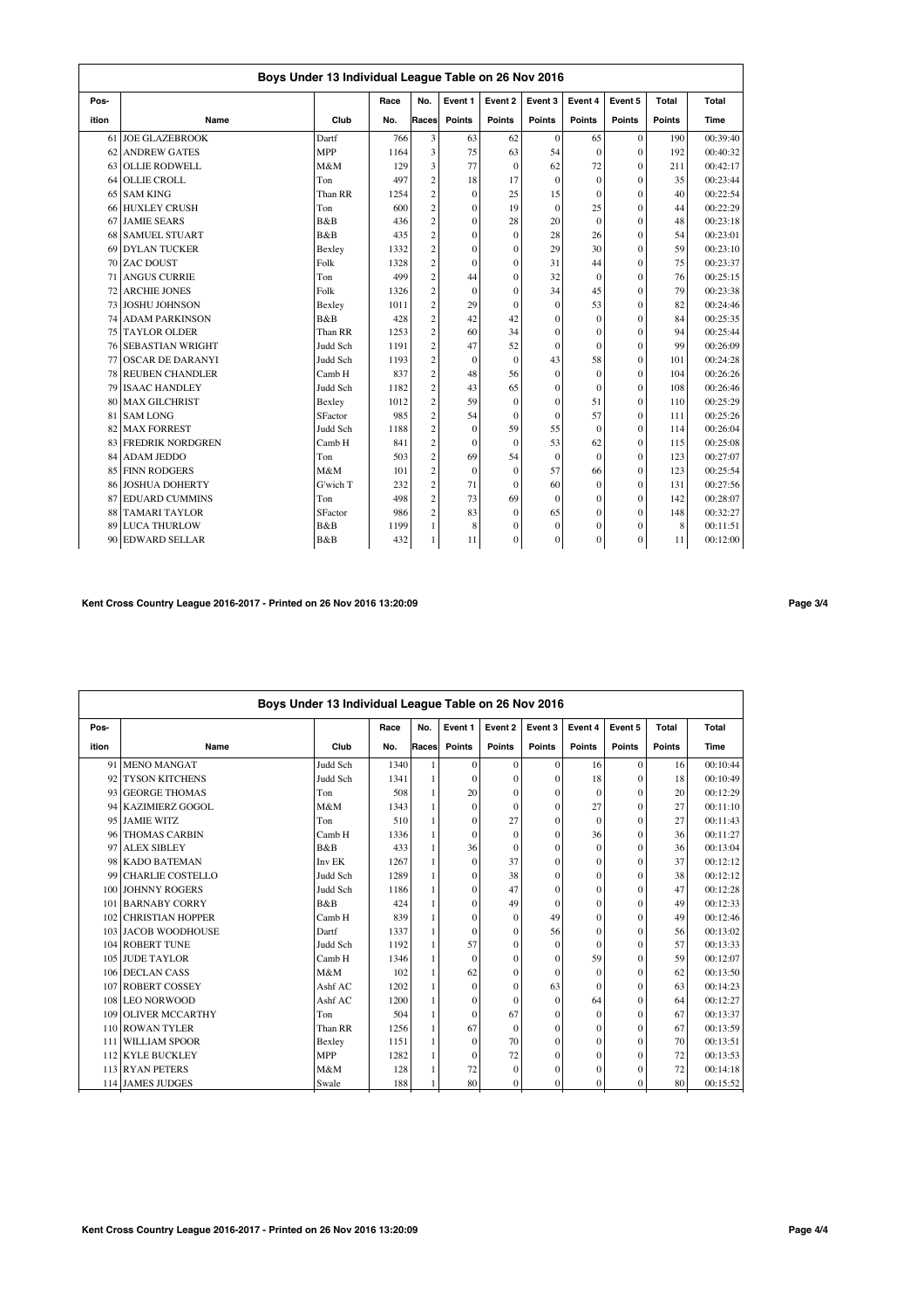## Boys Under 13 Individual League Table on 26 Nov 2016

| Pos-ition | Name | Club | Race No. | No. Races | Event 1 Points | Event 2 Points | Event 3 Points | Event 4 Points | Event 5 Points | Total Points | Total Time |
|---|---|---|---|---|---|---|---|---|---|---|---|
| 61 | JOE GLAZEBROOK | Dartf | 766 | 3 | 63 | 62 | 0 | 65 | 0 | 190 | 00:39:40 |
| 62 | ANDREW GATES | MPP | 1164 | 3 | 75 | 63 | 54 | 0 | 0 | 192 | 00:40:32 |
| 63 | OLLIE RODWELL | M&M | 129 | 3 | 77 | 0 | 62 | 72 | 0 | 211 | 00:42:17 |
| 64 | OLLIE CROLL | Ton | 497 | 2 | 18 | 17 | 0 | 0 | 0 | 35 | 00:23:44 |
| 65 | SAM KING | Than RR | 1254 | 2 | 0 | 25 | 15 | 0 | 0 | 40 | 00:22:54 |
| 66 | HUXLEY CRUSH | Ton | 600 | 2 | 0 | 19 | 0 | 25 | 0 | 44 | 00:22:29 |
| 67 | JAMIE SEARS | B&B | 436 | 2 | 0 | 28 | 20 | 0 | 0 | 48 | 00:23:18 |
| 68 | SAMUEL STUART | B&B | 435 | 2 | 0 | 0 | 28 | 26 | 0 | 54 | 00:23:01 |
| 69 | DYLAN TUCKER | Bexley | 1332 | 2 | 0 | 0 | 29 | 30 | 0 | 59 | 00:23:10 |
| 70 | ZAC DOUST | Folk | 1328 | 2 | 0 | 0 | 31 | 44 | 0 | 75 | 00:23:37 |
| 71 | ANGUS CURRIE | Ton | 499 | 2 | 44 | 0 | 32 | 0 | 0 | 76 | 00:25:15 |
| 72 | ARCHIE JONES | Folk | 1326 | 2 | 0 | 0 | 34 | 45 | 0 | 79 | 00:23:38 |
| 73 | JOSHU JOHNSON | Bexley | 1011 | 2 | 29 | 0 | 0 | 53 | 0 | 82 | 00:24:46 |
| 74 | ADAM PARKINSON | B&B | 428 | 2 | 42 | 42 | 0 | 0 | 0 | 84 | 00:25:35 |
| 75 | TAYLOR OLDER | Than RR | 1253 | 2 | 60 | 34 | 0 | 0 | 0 | 94 | 00:25:44 |
| 76 | SEBASTIAN WRIGHT | Judd Sch | 1191 | 2 | 47 | 52 | 0 | 0 | 0 | 99 | 00:26:09 |
| 77 | OSCAR DE DARANYI | Judd Sch | 1193 | 2 | 0 | 0 | 43 | 58 | 0 | 101 | 00:24:28 |
| 78 | REUBEN CHANDLER | Camb H | 837 | 2 | 48 | 56 | 0 | 0 | 0 | 104 | 00:26:26 |
| 79 | ISAAC HANDLEY | Judd Sch | 1182 | 2 | 43 | 65 | 0 | 0 | 0 | 108 | 00:26:46 |
| 80 | MAX GILCHRIST | Bexley | 1012 | 2 | 59 | 0 | 0 | 51 | 0 | 110 | 00:25:29 |
| 81 | SAM LONG | SFactor | 985 | 2 | 54 | 0 | 0 | 57 | 0 | 111 | 00:25:26 |
| 82 | MAX FORREST | Judd Sch | 1188 | 2 | 0 | 59 | 55 | 0 | 0 | 114 | 00:26:04 |
| 83 | FREDRIK NORDGREN | Camb H | 841 | 2 | 0 | 0 | 53 | 62 | 0 | 115 | 00:25:08 |
| 84 | ADAM JEDDO | Ton | 503 | 2 | 69 | 54 | 0 | 0 | 0 | 123 | 00:27:07 |
| 85 | FINN RODGERS | M&M | 101 | 2 | 0 | 0 | 57 | 66 | 0 | 123 | 00:25:54 |
| 86 | JOSHUA DOHERTY | G'wich T | 232 | 2 | 71 | 0 | 60 | 0 | 0 | 131 | 00:27:56 |
| 87 | EDUARD CUMMINS | Ton | 498 | 2 | 73 | 69 | 0 | 0 | 0 | 142 | 00:28:07 |
| 88 | TAMARI TAYLOR | SFactor | 986 | 2 | 83 | 0 | 65 | 0 | 0 | 148 | 00:32:27 |
| 89 | LUCA THURLOW | B&B | 1199 | 1 | 8 | 0 | 0 | 0 | 0 | 8 | 00:11:51 |
| 90 | EDWARD SELLAR | B&B | 432 | 1 | 11 | 0 | 0 | 0 | 0 | 11 | 00:12:00 |

## Boys Under 13 Individual League Table on 26 Nov 2016

| Pos-ition | Name | Club | Race No. | No. Races | Event 1 Points | Event 2 Points | Event 3 Points | Event 4 Points | Event 5 Points | Total Points | Total Time |
|---|---|---|---|---|---|---|---|---|---|---|---|
| 91 | MENO MANGAT | Judd Sch | 1340 | 1 | 0 | 0 | 0 | 16 | 0 | 16 | 00:10:44 |
| 92 | TYSON KITCHENS | Judd Sch | 1341 | 1 | 0 | 0 | 0 | 18 | 0 | 18 | 00:10:49 |
| 93 | GEORGE THOMAS | Ton | 508 | 1 | 20 | 0 | 0 | 0 | 0 | 20 | 00:12:29 |
| 94 | KAZIMIERZ GOGOL | M&M | 1343 | 1 | 0 | 0 | 0 | 27 | 0 | 27 | 00:11:10 |
| 95 | JAMIE WITZ | Ton | 510 | 1 | 0 | 27 | 0 | 0 | 0 | 27 | 00:11:43 |
| 96 | THOMAS CARBIN | Camb H | 1336 | 1 | 0 | 0 | 0 | 36 | 0 | 36 | 00:11:27 |
| 97 | ALEX SIBLEY | B&B | 433 | 1 | 36 | 0 | 0 | 0 | 0 | 36 | 00:13:04 |
| 98 | KADO BATEMAN | Inv EK | 1267 | 1 | 0 | 37 | 0 | 0 | 0 | 37 | 00:12:12 |
| 99 | CHARLIE COSTELLO | Judd Sch | 1289 | 1 | 0 | 38 | 0 | 0 | 0 | 38 | 00:12:12 |
| 100 | JOHNNY ROGERS | Judd Sch | 1186 | 1 | 0 | 47 | 0 | 0 | 0 | 47 | 00:12:28 |
| 101 | BARNABY CORRY | B&B | 424 | 1 | 0 | 49 | 0 | 0 | 0 | 49 | 00:12:33 |
| 102 | CHRISTIAN HOPPER | Camb H | 839 | 1 | 0 | 0 | 49 | 0 | 0 | 49 | 00:12:46 |
| 103 | JACOB WOODHOUSE | Dartf | 1337 | 1 | 0 | 0 | 56 | 0 | 0 | 56 | 00:13:02 |
| 104 | ROBERT TUNE | Judd Sch | 1192 | 1 | 57 | 0 | 0 | 0 | 0 | 57 | 00:13:33 |
| 105 | JUDE TAYLOR | Camb H | 1346 | 1 | 0 | 0 | 0 | 59 | 0 | 59 | 00:12:07 |
| 106 | DECLAN CASS | M&M | 102 | 1 | 62 | 0 | 0 | 0 | 0 | 62 | 00:13:50 |
| 107 | ROBERT COSSEY | Ashf AC | 1202 | 1 | 0 | 0 | 63 | 0 | 0 | 63 | 00:14:23 |
| 108 | LEO NORWOOD | Ashf AC | 1200 | 1 | 0 | 0 | 0 | 64 | 0 | 64 | 00:12:27 |
| 109 | OLIVER MCCARTHY | Ton | 504 | 1 | 0 | 67 | 0 | 0 | 0 | 67 | 00:13:37 |
| 110 | ROWAN TYLER | Than RR | 1256 | 1 | 67 | 0 | 0 | 0 | 0 | 67 | 00:13:59 |
| 111 | WILLIAM SPOOR | Bexley | 1151 | 1 | 0 | 70 | 0 | 0 | 0 | 70 | 00:13:51 |
| 112 | KYLE BUCKLEY | MPP | 1282 | 1 | 0 | 72 | 0 | 0 | 0 | 72 | 00:13:53 |
| 113 | RYAN PETERS | M&M | 128 | 1 | 72 | 0 | 0 | 0 | 0 | 72 | 00:14:18 |
| 114 | JAMES JUDGES | Swale | 188 | 1 | 80 | 0 | 0 | 0 | 0 | 80 | 00:15:52 |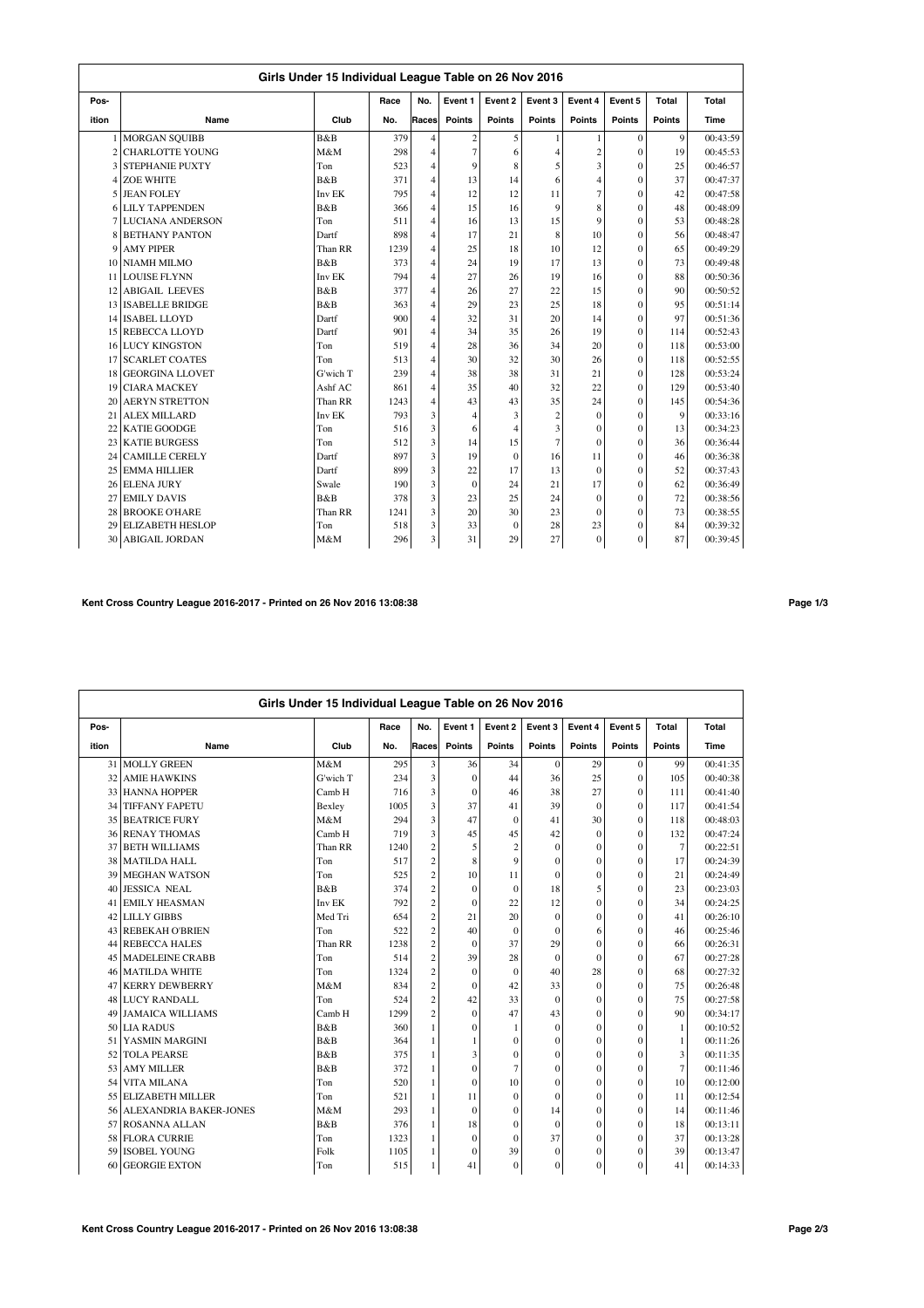## Girls Under 15 Individual League Table on 26 Nov 2016

| Pos-ition | Name | Club | Race No. | No. Races | Event 1 Points | Event 2 Points | Event 3 Points | Event 4 Points | Event 5 Points | Total Points | Total Time |
|---|---|---|---|---|---|---|---|---|---|---|---|
| 1 | MORGAN SQUIBB | B&B | 379 | 4 | 2 | 5 | 1 | 1 | 0 | 9 | 00:43:59 |
| 2 | CHARLOTTE YOUNG | M&M | 298 | 4 | 7 | 6 | 4 | 2 | 0 | 19 | 00:45:53 |
| 3 | STEPHANIE PUXTY | Ton | 523 | 4 | 9 | 8 | 5 | 3 | 0 | 25 | 00:46:57 |
| 4 | ZOE WHITE | B&B | 371 | 4 | 13 | 14 | 6 | 4 | 0 | 37 | 00:47:37 |
| 5 | JEAN FOLEY | Inv EK | 795 | 4 | 12 | 12 | 11 | 7 | 0 | 42 | 00:47:58 |
| 6 | LILY TAPPENDEN | B&B | 366 | 4 | 15 | 16 | 9 | 8 | 0 | 48 | 00:48:09 |
| 7 | LUCIANA ANDERSON | Ton | 511 | 4 | 16 | 13 | 15 | 9 | 0 | 53 | 00:48:28 |
| 8 | BETHANY PANTON | Dartf | 898 | 4 | 17 | 21 | 8 | 10 | 0 | 56 | 00:48:47 |
| 9 | AMY PIPER | Than RR | 1239 | 4 | 25 | 18 | 10 | 12 | 0 | 65 | 00:49:29 |
| 10 | NIAMH MILMO | B&B | 373 | 4 | 24 | 19 | 17 | 13 | 0 | 73 | 00:49:48 |
| 11 | LOUISE FLYNN | Inv EK | 794 | 4 | 27 | 26 | 19 | 16 | 0 | 88 | 00:50:36 |
| 12 | ABIGAIL LEEVES | B&B | 377 | 4 | 26 | 27 | 22 | 15 | 0 | 90 | 00:50:52 |
| 13 | ISABELLE BRIDGE | B&B | 363 | 4 | 29 | 23 | 25 | 18 | 0 | 95 | 00:51:14 |
| 14 | ISABEL LLOYD | Dartf | 900 | 4 | 32 | 31 | 20 | 14 | 0 | 97 | 00:51:36 |
| 15 | REBECCA LLOYD | Dartf | 901 | 4 | 34 | 35 | 26 | 19 | 0 | 114 | 00:52:43 |
| 16 | LUCY KINGSTON | Ton | 519 | 4 | 28 | 36 | 34 | 20 | 0 | 118 | 00:53:00 |
| 17 | SCARLET COATES | Ton | 513 | 4 | 30 | 32 | 30 | 26 | 0 | 118 | 00:52:55 |
| 18 | GEORGINA LLOVET | G'wich T | 239 | 4 | 38 | 38 | 31 | 21 | 0 | 128 | 00:53:24 |
| 19 | CIARA MACKEY | Ashf AC | 861 | 4 | 35 | 40 | 32 | 22 | 0 | 129 | 00:53:40 |
| 20 | AERYN STRETTON | Than RR | 1243 | 4 | 43 | 43 | 35 | 24 | 0 | 145 | 00:54:36 |
| 21 | ALEX MILLARD | Inv EK | 793 | 3 | 4 | 3 | 2 | 0 | 0 | 9 | 00:33:16 |
| 22 | KATIE GOODGE | Ton | 516 | 3 | 6 | 4 | 3 | 0 | 0 | 13 | 00:34:23 |
| 23 | KATIE BURGESS | Ton | 512 | 3 | 14 | 15 | 7 | 0 | 0 | 36 | 00:36:44 |
| 24 | CAMILLE CERELY | Dartf | 897 | 3 | 19 | 0 | 16 | 11 | 0 | 46 | 00:36:38 |
| 25 | EMMA HILLIER | Dartf | 899 | 3 | 22 | 17 | 13 | 0 | 0 | 52 | 00:37:43 |
| 26 | ELENA JURY | Swale | 190 | 3 | 0 | 24 | 21 | 17 | 0 | 62 | 00:36:49 |
| 27 | EMILY DAVIS | B&B | 378 | 3 | 23 | 25 | 24 | 0 | 0 | 72 | 00:38:56 |
| 28 | BROOKE O'HARE | Than RR | 1241 | 3 | 20 | 30 | 23 | 0 | 0 | 73 | 00:38:55 |
| 29 | ELIZABETH HESLOP | Ton | 518 | 3 | 33 | 0 | 28 | 23 | 0 | 84 | 00:39:32 |
| 30 | ABIGAIL JORDAN | M&M | 296 | 3 | 31 | 29 | 27 | 0 | 0 | 87 | 00:39:45 |

Kent Cross Country League 2016-2017 - Printed on 26 Nov 2016 13:08:38

## Girls Under 15 Individual League Table on 26 Nov 2016

| Pos-ition | Name | Club | Race No. | No. Races | Event 1 Points | Event 2 Points | Event 3 Points | Event 4 Points | Event 5 Points | Total Points | Total Time |
|---|---|---|---|---|---|---|---|---|---|---|---|
| 31 | MOLLY GREEN | M&M | 295 | 3 | 36 | 34 | 0 | 29 | 0 | 99 | 00:41:35 |
| 32 | AMIE HAWKINS | G'wich T | 234 | 3 | 0 | 44 | 36 | 25 | 0 | 105 | 00:40:38 |
| 33 | HANNA HOPPER | Camb H | 716 | 3 | 0 | 46 | 38 | 27 | 0 | 111 | 00:41:40 |
| 34 | TIFFANY FAPETU | Bexley | 1005 | 3 | 37 | 41 | 39 | 0 | 0 | 117 | 00:41:54 |
| 35 | BEATRICE FURY | M&M | 294 | 3 | 47 | 0 | 41 | 30 | 0 | 118 | 00:48:03 |
| 36 | RENAY THOMAS | Camb H | 719 | 3 | 45 | 45 | 42 | 0 | 0 | 132 | 00:47:24 |
| 37 | BETH WILLIAMS | Than RR | 1240 | 2 | 5 | 2 | 0 | 0 | 0 | 7 | 00:22:51 |
| 38 | MATILDA HALL | Ton | 517 | 2 | 8 | 9 | 0 | 0 | 0 | 17 | 00:24:39 |
| 39 | MEGHAN WATSON | Ton | 525 | 2 | 10 | 11 | 0 | 0 | 0 | 21 | 00:24:49 |
| 40 | JESSICA NEAL | B&B | 374 | 2 | 0 | 0 | 18 | 5 | 0 | 23 | 00:23:03 |
| 41 | EMILY HEASMAN | Inv EK | 792 | 2 | 0 | 22 | 12 | 0 | 0 | 34 | 00:24:25 |
| 42 | LILLY GIBBS | Med Tri | 654 | 2 | 21 | 20 | 0 | 0 | 0 | 41 | 00:26:10 |
| 43 | REBEKAH O'BRIEN | Ton | 522 | 2 | 40 | 0 | 0 | 6 | 0 | 46 | 00:25:46 |
| 44 | REBECCA HALES | Than RR | 1238 | 2 | 0 | 37 | 29 | 0 | 0 | 66 | 00:26:31 |
| 45 | MADELEINE CRABB | Ton | 514 | 2 | 39 | 28 | 0 | 0 | 0 | 67 | 00:27:28 |
| 46 | MATILDA WHITE | Ton | 1324 | 2 | 0 | 0 | 40 | 28 | 0 | 68 | 00:27:32 |
| 47 | KERRY DEWBERRY | M&M | 834 | 2 | 0 | 42 | 33 | 0 | 0 | 75 | 00:26:48 |
| 48 | LUCY RANDALL | Ton | 524 | 2 | 42 | 33 | 0 | 0 | 0 | 75 | 00:27:58 |
| 49 | JAMAICA WILLIAMS | Camb H | 1299 | 2 | 0 | 47 | 43 | 0 | 0 | 90 | 00:34:17 |
| 50 | LIA RADUS | B&B | 360 | 1 | 0 | 1 | 0 | 0 | 0 | 1 | 00:10:52 |
| 51 | YASMIN MARGINI | B&B | 364 | 1 | 1 | 0 | 0 | 0 | 0 | 1 | 00:11:26 |
| 52 | TOLA PEARSE | B&B | 375 | 1 | 3 | 0 | 0 | 0 | 0 | 3 | 00:11:35 |
| 53 | AMY MILLER | B&B | 372 | 1 | 0 | 7 | 0 | 0 | 0 | 7 | 00:11:46 |
| 54 | VITA MILANA | Ton | 520 | 1 | 0 | 10 | 0 | 0 | 0 | 10 | 00:12:00 |
| 55 | ELIZABETH MILLER | Ton | 521 | 1 | 11 | 0 | 0 | 0 | 0 | 11 | 00:12:54 |
| 56 | ALEXANDRIA BAKER-JONES | M&M | 293 | 1 | 0 | 0 | 14 | 0 | 0 | 14 | 00:11:46 |
| 57 | ROSANNA ALLAN | B&B | 376 | 1 | 18 | 0 | 0 | 0 | 0 | 18 | 00:13:11 |
| 58 | FLORA CURRIE | Ton | 1323 | 1 | 0 | 0 | 37 | 0 | 0 | 37 | 00:13:28 |
| 59 | ISOBEL YOUNG | Folk | 1105 | 1 | 0 | 39 | 0 | 0 | 0 | 39 | 00:13:47 |
| 60 | GEORGIE EXTON | Ton | 515 | 1 | 41 | 0 | 0 | 0 | 0 | 41 | 00:14:33 |

Kent Cross Country League 2016-2017 - Printed on 26 Nov 2016 13:08:38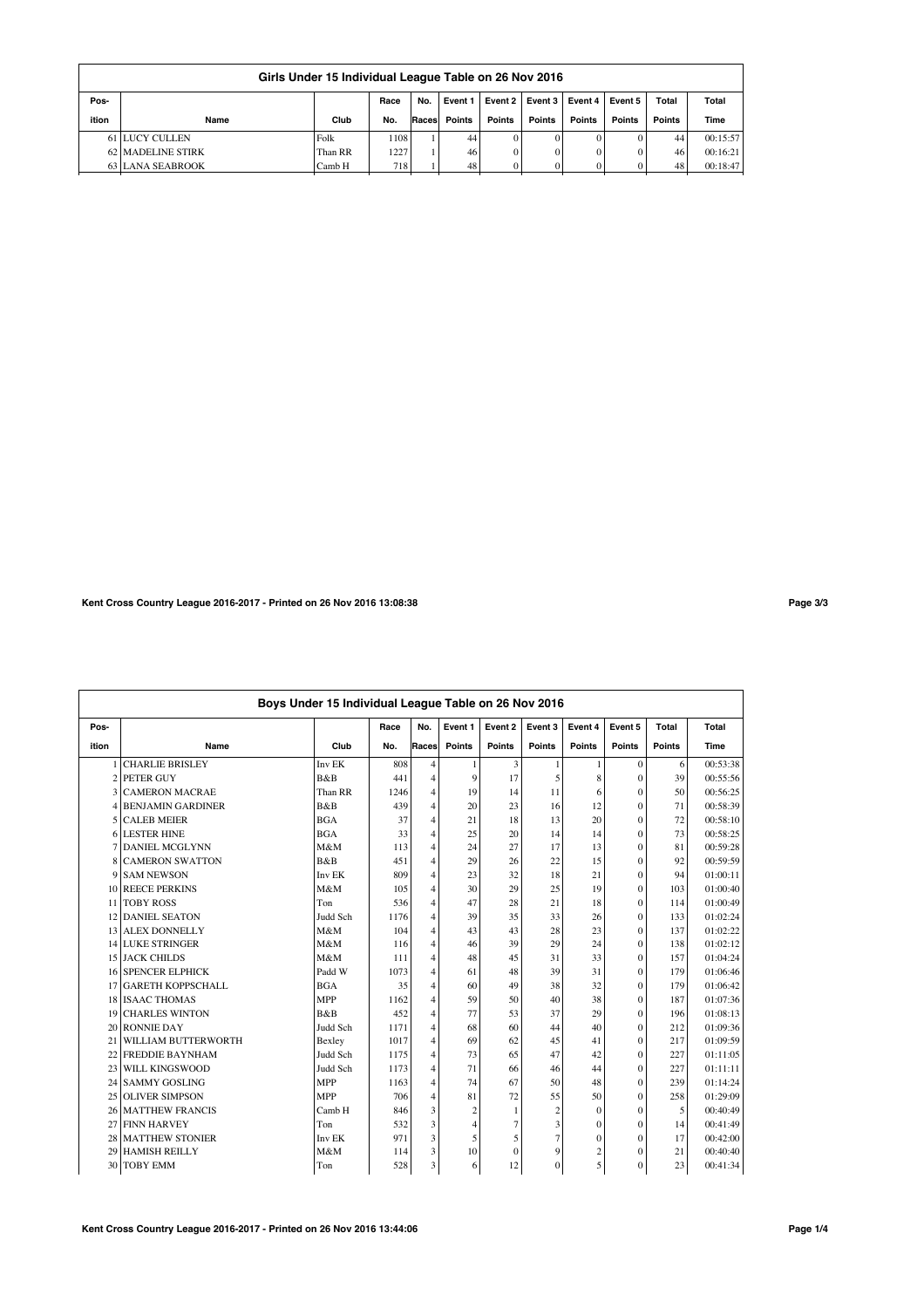## Girls Under 15 Individual League Table on 26 Nov 2016

| Position | Name | Club | Race No. | No. Races | Event 1 Points | Event 2 Points | Event 3 Points | Event 4 Points | Event 5 Points | Total Points | Total Time |
|---|---|---|---|---|---|---|---|---|---|---|---|
| 61 | LUCY CULLEN | Folk | 1108 | 1 | 44 | 0 | 0 | 0 | 0 | 44 | 00:15:57 |
| 62 | MADELINE STIRK | Than RR | 1227 | 1 | 46 | 0 | 0 | 0 | 0 | 46 | 00:16:21 |
| 63 | LANA SEABROOK | Camb H | 718 | 1 | 48 | 0 | 0 | 0 | 0 | 48 | 00:18:47 |

Kent Cross Country League 2016-2017 - Printed on 26 Nov 2016 13:08:38

## Boys Under 15 Individual League Table on 26 Nov 2016

| Position | Name | Club | Race No. | No. Races | Event 1 Points | Event 2 Points | Event 3 Points | Event 4 Points | Event 5 Points | Total Points | Total Time |
|---|---|---|---|---|---|---|---|---|---|---|---|
| 1 | CHARLIE BRISLEY | Inv EK | 808 | 4 | 1 | 3 | 1 | 1 | 0 | 6 | 00:53:38 |
| 2 | PETER GUY | B&B | 441 | 4 | 9 | 17 | 5 | 8 | 0 | 39 | 00:55:56 |
| 3 | CAMERON MACRAE | Than RR | 1246 | 4 | 19 | 14 | 11 | 6 | 0 | 50 | 00:56:25 |
| 4 | BENJAMIN GARDINER | B&B | 439 | 4 | 20 | 23 | 16 | 12 | 0 | 71 | 00:58:39 |
| 5 | CALEB MEIER | BGA | 37 | 4 | 21 | 18 | 13 | 20 | 0 | 72 | 00:58:10 |
| 6 | LESTER HINE | BGA | 33 | 4 | 25 | 20 | 14 | 14 | 0 | 73 | 00:58:25 |
| 7 | DANIEL MCGLYNN | M&M | 113 | 4 | 24 | 27 | 17 | 13 | 0 | 81 | 00:59:28 |
| 8 | CAMERON SWATTON | B&B | 451 | 4 | 29 | 26 | 22 | 15 | 0 | 92 | 00:59:59 |
| 9 | SAM NEWSON | Inv EK | 809 | 4 | 23 | 32 | 18 | 21 | 0 | 94 | 01:00:11 |
| 10 | REECE PERKINS | M&M | 105 | 4 | 30 | 29 | 25 | 19 | 0 | 103 | 01:00:40 |
| 11 | TOBY ROSS | Ton | 536 | 4 | 47 | 28 | 21 | 18 | 0 | 114 | 01:00:49 |
| 12 | DANIEL SEATON | Judd Sch | 1176 | 4 | 39 | 35 | 33 | 26 | 0 | 133 | 01:02:24 |
| 13 | ALEX DONNELLY | M&M | 104 | 4 | 43 | 43 | 28 | 23 | 0 | 137 | 01:02:22 |
| 14 | LUKE STRINGER | M&M | 116 | 4 | 46 | 39 | 29 | 24 | 0 | 138 | 01:02:12 |
| 15 | JACK CHILDS | M&M | 111 | 4 | 48 | 45 | 31 | 33 | 0 | 157 | 01:04:24 |
| 16 | SPENCER ELPHICK | Padd W | 1073 | 4 | 61 | 48 | 39 | 31 | 0 | 179 | 01:06:46 |
| 17 | GARETH KOPPSCHALL | BGA | 35 | 4 | 60 | 49 | 38 | 32 | 0 | 179 | 01:06:42 |
| 18 | ISAAC THOMAS | MPP | 1162 | 4 | 59 | 50 | 40 | 38 | 0 | 187 | 01:07:36 |
| 19 | CHARLES WINTON | B&B | 452 | 4 | 77 | 53 | 37 | 29 | 0 | 196 | 01:08:13 |
| 20 | RONNIE DAY | Judd Sch | 1171 | 4 | 68 | 60 | 44 | 40 | 0 | 212 | 01:09:36 |
| 21 | WILLIAM BUTTERWORTH | Bexley | 1017 | 4 | 69 | 62 | 45 | 41 | 0 | 217 | 01:09:59 |
| 22 | FREDDIE BAYNHAM | Judd Sch | 1175 | 4 | 73 | 65 | 47 | 42 | 0 | 227 | 01:11:05 |
| 23 | WILL KINGSWOOD | Judd Sch | 1173 | 4 | 71 | 66 | 46 | 44 | 0 | 227 | 01:11:11 |
| 24 | SAMMY GOSLING | MPP | 1163 | 4 | 74 | 67 | 50 | 48 | 0 | 239 | 01:14:24 |
| 25 | OLIVER SIMPSON | MPP | 706 | 4 | 81 | 72 | 55 | 50 | 0 | 258 | 01:29:09 |
| 26 | MATTHEW FRANCIS | Camb H | 846 | 3 | 2 | 1 | 2 | 0 | 0 | 5 | 00:40:49 |
| 27 | FINN HARVEY | Ton | 532 | 3 | 4 | 7 | 3 | 0 | 0 | 14 | 00:41:49 |
| 28 | MATTHEW STONIER | Inv EK | 971 | 3 | 5 | 5 | 7 | 0 | 0 | 17 | 00:42:00 |
| 29 | HAMISH REILLY | M&M | 114 | 3 | 10 | 0 | 9 | 2 | 0 | 21 | 00:40:40 |
| 30 | TOBY EMM | Ton | 528 | 3 | 6 | 12 | 0 | 5 | 0 | 23 | 00:41:34 |

Kent Cross Country League 2016-2017 - Printed on 26 Nov 2016 13:44:06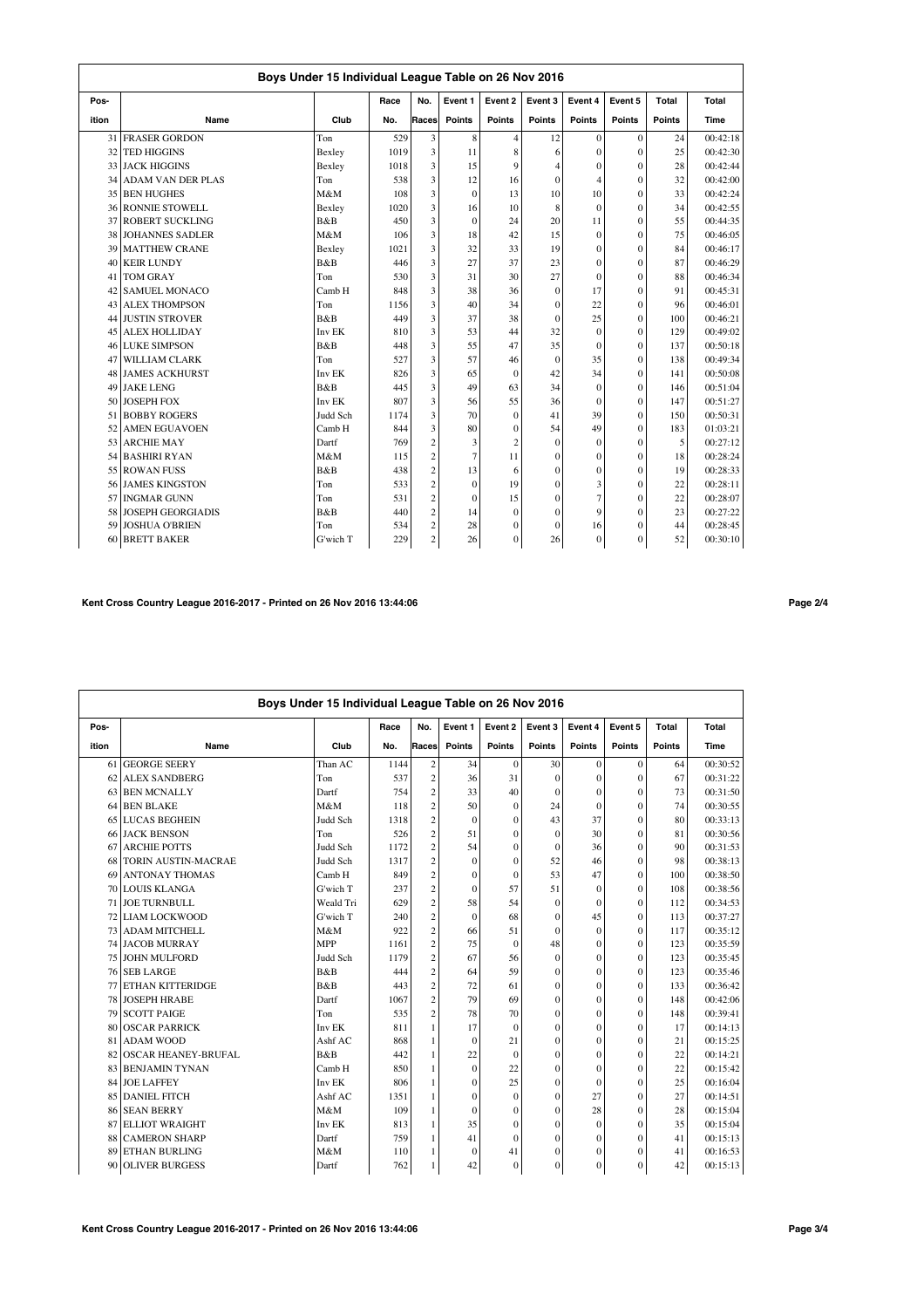## Boys Under 15 Individual League Table on 26 Nov 2016

| Pos-ition | Name | Club | Race No. | No. Races | Event 1 Points | Event 2 Points | Event 3 Points | Event 4 Points | Event 5 Points | Total Points | Total Time |
|---|---|---|---|---|---|---|---|---|---|---|---|
| 31 | FRASER GORDON | Ton | 529 | 3 | 8 | 4 | 12 | 0 | 0 | 24 | 00:42:18 |
| 32 | TED HIGGINS | Bexley | 1019 | 3 | 11 | 8 | 6 | 0 | 0 | 25 | 00:42:30 |
| 33 | JACK HIGGINS | Bexley | 1018 | 3 | 15 | 9 | 4 | 0 | 0 | 28 | 00:42:44 |
| 34 | ADAM VAN DER PLAS | Ton | 538 | 3 | 12 | 16 | 0 | 4 | 0 | 32 | 00:42:00 |
| 35 | BEN HUGHES | M&M | 108 | 3 | 0 | 13 | 10 | 10 | 0 | 33 | 00:42:24 |
| 36 | RONNIE STOWELL | Bexley | 1020 | 3 | 16 | 10 | 8 | 0 | 0 | 34 | 00:42:55 |
| 37 | ROBERT SUCKLING | B&B | 450 | 3 | 0 | 24 | 20 | 11 | 0 | 55 | 00:44:35 |
| 38 | JOHANNES SADLER | M&M | 106 | 3 | 18 | 42 | 15 | 0 | 0 | 75 | 00:46:05 |
| 39 | MATTHEW CRANE | Bexley | 1021 | 3 | 32 | 33 | 19 | 0 | 0 | 84 | 00:46:17 |
| 40 | KEIR LUNDY | B&B | 446 | 3 | 27 | 37 | 23 | 0 | 0 | 87 | 00:46:29 |
| 41 | TOM GRAY | Ton | 530 | 3 | 31 | 30 | 27 | 0 | 0 | 88 | 00:46:34 |
| 42 | SAMUEL MONACO | Camb H | 848 | 3 | 38 | 36 | 0 | 17 | 0 | 91 | 00:45:31 |
| 43 | ALEX THOMPSON | Ton | 1156 | 3 | 40 | 34 | 0 | 22 | 0 | 96 | 00:46:01 |
| 44 | JUSTIN STROVER | B&B | 449 | 3 | 37 | 38 | 0 | 25 | 0 | 100 | 00:46:21 |
| 45 | ALEX HOLLIDAY | Inv EK | 810 | 3 | 53 | 44 | 32 | 0 | 0 | 129 | 00:49:02 |
| 46 | LUKE SIMPSON | B&B | 448 | 3 | 55 | 47 | 35 | 0 | 0 | 137 | 00:50:18 |
| 47 | WILLIAM CLARK | Ton | 527 | 3 | 57 | 46 | 0 | 35 | 0 | 138 | 00:49:34 |
| 48 | JAMES ACKHURST | Inv EK | 826 | 3 | 65 | 0 | 42 | 34 | 0 | 141 | 00:50:08 |
| 49 | JAKE LENG | B&B | 445 | 3 | 49 | 63 | 34 | 0 | 0 | 146 | 00:51:04 |
| 50 | JOSEPH FOX | Inv EK | 807 | 3 | 56 | 55 | 36 | 0 | 0 | 147 | 00:51:27 |
| 51 | BOBBY ROGERS | Judd Sch | 1174 | 3 | 70 | 0 | 41 | 39 | 0 | 150 | 00:50:31 |
| 52 | AMEN EGUAVOEN | Camb H | 844 | 3 | 80 | 0 | 54 | 49 | 0 | 183 | 01:03:21 |
| 53 | ARCHIE MAY | Dartf | 769 | 2 | 3 | 2 | 0 | 0 | 0 | 5 | 00:27:12 |
| 54 | BASHIRI RYAN | M&M | 115 | 2 | 7 | 11 | 0 | 0 | 0 | 18 | 00:28:24 |
| 55 | ROWAN FUSS | B&B | 438 | 2 | 13 | 6 | 0 | 0 | 0 | 19 | 00:28:33 |
| 56 | JAMES KINGSTON | Ton | 533 | 2 | 0 | 19 | 0 | 3 | 0 | 22 | 00:28:11 |
| 57 | INGMAR GUNN | Ton | 531 | 2 | 0 | 15 | 0 | 7 | 0 | 22 | 00:28:07 |
| 58 | JOSEPH GEORGIADIS | B&B | 440 | 2 | 14 | 0 | 0 | 9 | 0 | 23 | 00:27:22 |
| 59 | JOSHUA O'BRIEN | Ton | 534 | 2 | 28 | 0 | 0 | 16 | 0 | 44 | 00:28:45 |
| 60 | BRETT BAKER | G'wich T | 229 | 2 | 26 | 0 | 26 | 0 | 0 | 52 | 00:30:10 |

Kent Cross Country League 2016-2017 - Printed on 26 Nov 2016 13:44:06

## Boys Under 15 Individual League Table on 26 Nov 2016

| Pos-ition | Name | Club | Race No. | No. Races | Event 1 Points | Event 2 Points | Event 3 Points | Event 4 Points | Event 5 Points | Total Points | Total Time |
|---|---|---|---|---|---|---|---|---|---|---|---|
| 61 | GEORGE SEERY | Than AC | 1144 | 2 | 34 | 0 | 30 | 0 | 0 | 64 | 00:30:52 |
| 62 | ALEX SANDBERG | Ton | 537 | 2 | 36 | 31 | 0 | 0 | 0 | 67 | 00:31:22 |
| 63 | BEN MCNALLY | Dartf | 754 | 2 | 33 | 40 | 0 | 0 | 0 | 73 | 00:31:50 |
| 64 | BEN BLAKE | M&M | 118 | 2 | 50 | 0 | 24 | 0 | 0 | 74 | 00:30:55 |
| 65 | LUCAS BEGHEIN | Judd Sch | 1318 | 2 | 0 | 0 | 43 | 37 | 0 | 80 | 00:33:13 |
| 66 | JACK BENSON | Ton | 526 | 2 | 51 | 0 | 0 | 30 | 0 | 81 | 00:30:56 |
| 67 | ARCHIE POTTS | Judd Sch | 1172 | 2 | 54 | 0 | 0 | 36 | 0 | 90 | 00:31:53 |
| 68 | TORIN AUSTIN-MACRAE | Judd Sch | 1317 | 2 | 0 | 0 | 52 | 46 | 0 | 98 | 00:38:13 |
| 69 | ANTONAY THOMAS | Camb H | 849 | 2 | 0 | 0 | 53 | 47 | 0 | 100 | 00:38:50 |
| 70 | LOUIS KLANGA | G'wich T | 237 | 2 | 0 | 57 | 51 | 0 | 0 | 108 | 00:38:56 |
| 71 | JOE TURNBULL | Weald Tri | 629 | 2 | 58 | 54 | 0 | 0 | 0 | 112 | 00:34:53 |
| 72 | LIAM LOCKWOOD | G'wich T | 240 | 2 | 0 | 68 | 0 | 45 | 0 | 113 | 00:37:27 |
| 73 | ADAM MITCHELL | M&M | 922 | 2 | 66 | 51 | 0 | 0 | 0 | 117 | 00:35:12 |
| 74 | JACOB MURRAY | MPP | 1161 | 2 | 75 | 0 | 48 | 0 | 0 | 123 | 00:35:59 |
| 75 | JOHN MULFORD | Judd Sch | 1179 | 2 | 67 | 56 | 0 | 0 | 0 | 123 | 00:35:45 |
| 76 | SEB LARGE | B&B | 444 | 2 | 64 | 59 | 0 | 0 | 0 | 123 | 00:35:46 |
| 77 | ETHAN KITTERIDGE | B&B | 443 | 2 | 72 | 61 | 0 | 0 | 0 | 133 | 00:36:42 |
| 78 | JOSEPH HRABE | Dartf | 1067 | 2 | 79 | 69 | 0 | 0 | 0 | 148 | 00:42:06 |
| 79 | SCOTT PAIGE | Ton | 535 | 2 | 78 | 70 | 0 | 0 | 0 | 148 | 00:39:41 |
| 80 | OSCAR PARRICK | Inv EK | 811 | 1 | 17 | 0 | 0 | 0 | 0 | 17 | 00:14:13 |
| 81 | ADAM WOOD | Ashf AC | 868 | 1 | 0 | 21 | 0 | 0 | 0 | 21 | 00:15:25 |
| 82 | OSCAR HEANEY-BRUFAL | B&B | 442 | 1 | 22 | 0 | 0 | 0 | 0 | 22 | 00:14:21 |
| 83 | BENJAMIN TYNAN | Camb H | 850 | 1 | 0 | 22 | 0 | 0 | 0 | 22 | 00:15:42 |
| 84 | JOE LAFFEY | Inv EK | 806 | 1 | 0 | 25 | 0 | 0 | 0 | 25 | 00:16:04 |
| 85 | DANIEL FITCH | Ashf AC | 1351 | 1 | 0 | 0 | 0 | 27 | 0 | 27 | 00:14:51 |
| 86 | SEAN BERRY | M&M | 109 | 1 | 0 | 0 | 0 | 28 | 0 | 28 | 00:15:04 |
| 87 | ELLIOT WRAIGHT | Inv EK | 813 | 1 | 35 | 0 | 0 | 0 | 0 | 35 | 00:15:04 |
| 88 | CAMERON SHARP | Dartf | 759 | 1 | 41 | 0 | 0 | 0 | 0 | 41 | 00:15:13 |
| 89 | ETHAN BURLING | M&M | 110 | 1 | 0 | 41 | 0 | 0 | 0 | 41 | 00:16:53 |
| 90 | OLIVER BURGESS | Dartf | 762 | 1 | 42 | 0 | 0 | 0 | 0 | 42 | 00:15:13 |

Kent Cross Country League 2016-2017 - Printed on 26 Nov 2016 13:44:06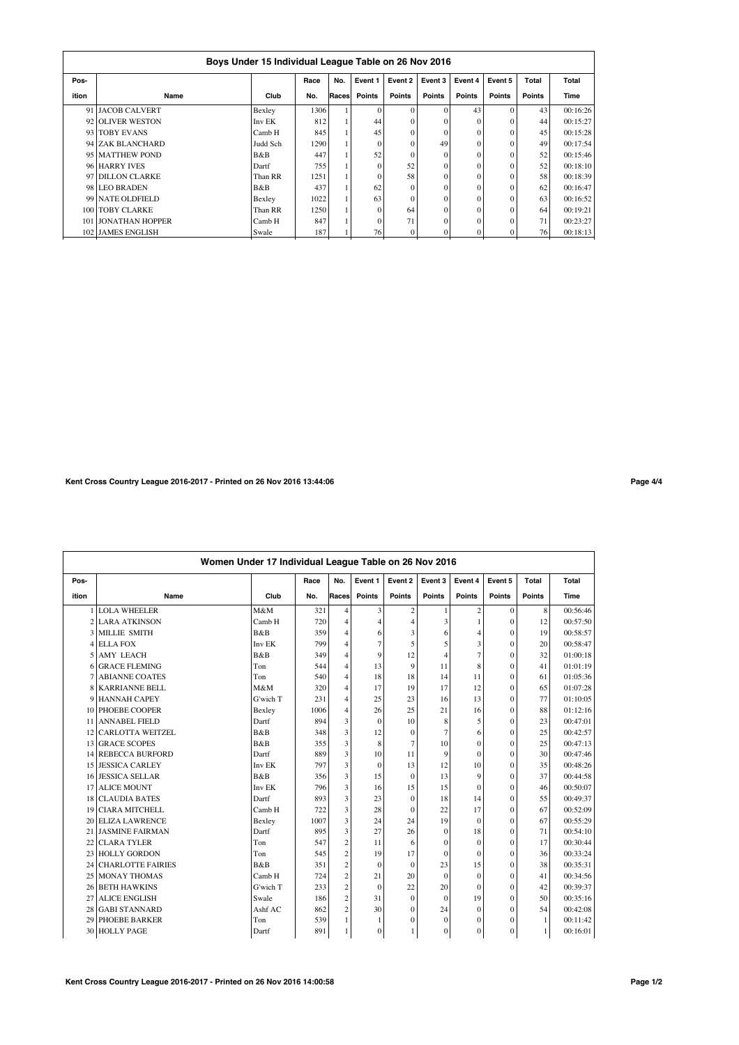## Boys Under 15 Individual League Table on 26 Nov 2016

| Pos-ition | Name | Club | Race No. | No. Races | Event 1 Points | Event 2 Points | Event 3 Points | Event 4 Points | Event 5 Points | Total Points | Total Time |
|---|---|---|---|---|---|---|---|---|---|---|---|
| 91 | JACOB CALVERT | Bexley | 1306 | 1 | 0 | 0 | 0 | 43 | 0 | 43 | 00:16:26 |
| 92 | OLIVER WESTON | Inv EK | 812 | 1 | 44 | 0 | 0 | 0 | 0 | 44 | 00:15:27 |
| 93 | TOBY EVANS | Camb H | 845 | 1 | 45 | 0 | 0 | 0 | 0 | 45 | 00:15:28 |
| 94 | ZAK BLANCHARD | Judd Sch | 1290 | 1 | 0 | 0 | 49 | 0 | 0 | 49 | 00:17:54 |
| 95 | MATTHEW POND | B&B | 447 | 1 | 52 | 0 | 0 | 0 | 0 | 52 | 00:15:46 |
| 96 | HARRY IVES | Dartf | 755 | 1 | 0 | 52 | 0 | 0 | 0 | 52 | 00:18:10 |
| 97 | DILLON CLARKE | Than RR | 1251 | 1 | 0 | 58 | 0 | 0 | 0 | 58 | 00:18:39 |
| 98 | LEO BRADEN | B&B | 437 | 1 | 62 | 0 | 0 | 0 | 0 | 62 | 00:16:47 |
| 99 | NATE OLDFIELD | Bexley | 1022 | 1 | 63 | 0 | 0 | 0 | 0 | 63 | 00:16:52 |
| 100 | TOBY CLARKE | Than RR | 1250 | 1 | 0 | 64 | 0 | 0 | 0 | 64 | 00:19:21 |
| 101 | JONATHAN HOPPER | Camb H | 847 | 1 | 0 | 71 | 0 | 0 | 0 | 71 | 00:23:27 |
| 102 | JAMES ENGLISH | Swale | 187 | 1 | 76 | 0 | 0 | 0 | 0 | 76 | 00:18:13 |

## Women Under 17 Individual League Table on 26 Nov 2016

| Pos-ition | Name | Club | Race No. | No. Races | Event 1 Points | Event 2 Points | Event 3 Points | Event 4 Points | Event 5 Points | Total Points | Total Time |
|---|---|---|---|---|---|---|---|---|---|---|---|
| 1 | LOLA WHEELER | M&M | 321 | 4 | 3 | 2 | 1 | 2 | 0 | 8 | 00:56:46 |
| 2 | LARA ATKINSON | Camb H | 720 | 4 | 4 | 4 | 3 | 1 | 0 | 12 | 00:57:50 |
| 3 | MILLIE SMITH | B&B | 359 | 4 | 6 | 3 | 6 | 4 | 0 | 19 | 00:58:57 |
| 4 | ELLA FOX | Inv EK | 799 | 4 | 7 | 5 | 5 | 3 | 0 | 20 | 00:58:47 |
| 5 | AMY LEACH | B&B | 349 | 4 | 9 | 12 | 4 | 7 | 0 | 32 | 01:00:18 |
| 6 | GRACE FLEMING | Ton | 544 | 4 | 13 | 9 | 11 | 8 | 0 | 41 | 01:01:19 |
| 7 | ABIANNE COATES | Ton | 540 | 4 | 18 | 18 | 14 | 11 | 0 | 61 | 01:05:36 |
| 8 | KARRIANNE BELL | M&M | 320 | 4 | 17 | 19 | 17 | 12 | 0 | 65 | 01:07:28 |
| 9 | HANNAH CAPEY | G'wich T | 231 | 4 | 25 | 23 | 16 | 13 | 0 | 77 | 01:10:05 |
| 10 | PHOEBE COOPER | Bexley | 1006 | 4 | 26 | 25 | 21 | 16 | 0 | 88 | 01:12:16 |
| 11 | ANNABEL FIELD | Dartf | 894 | 3 | 0 | 10 | 8 | 5 | 0 | 23 | 00:47:01 |
| 12 | CARLOTTA WEITZEL | B&B | 348 | 3 | 12 | 0 | 7 | 6 | 0 | 25 | 00:42:57 |
| 13 | GRACE SCOPES | B&B | 355 | 3 | 8 | 7 | 10 | 0 | 0 | 25 | 00:47:13 |
| 14 | REBECCA BURFORD | Dartf | 889 | 3 | 10 | 11 | 9 | 0 | 0 | 30 | 00:47:46 |
| 15 | JESSICA CARLEY | Inv EK | 797 | 3 | 0 | 13 | 12 | 10 | 0 | 35 | 00:48:26 |
| 16 | JESSICA SELLAR | B&B | 356 | 3 | 15 | 0 | 13 | 9 | 0 | 37 | 00:44:58 |
| 17 | ALICE MOUNT | Inv EK | 796 | 3 | 16 | 15 | 15 | 0 | 0 | 46 | 00:50:07 |
| 18 | CLAUDIA BATES | Dartf | 893 | 3 | 23 | 0 | 18 | 14 | 0 | 55 | 00:49:37 |
| 19 | CIARA MITCHELL | Camb H | 722 | 3 | 28 | 0 | 22 | 17 | 0 | 67 | 00:52:09 |
| 20 | ELIZA LAWRENCE | Bexley | 1007 | 3 | 24 | 24 | 19 | 0 | 0 | 67 | 00:55:29 |
| 21 | JASMINE FAIRMAN | Dartf | 895 | 3 | 27 | 26 | 0 | 18 | 0 | 71 | 00:54:10 |
| 22 | CLARA TYLER | Ton | 547 | 2 | 11 | 6 | 0 | 0 | 0 | 17 | 00:30:44 |
| 23 | HOLLY GORDON | Ton | 545 | 2 | 19 | 17 | 0 | 0 | 0 | 36 | 00:33:24 |
| 24 | CHARLOTTE FAIRIES | B&B | 351 | 2 | 0 | 0 | 23 | 15 | 0 | 38 | 00:35:31 |
| 25 | MONAY THOMAS | Camb H | 724 | 2 | 21 | 20 | 0 | 0 | 0 | 41 | 00:34:56 |
| 26 | BETH HAWKINS | G'wich T | 233 | 2 | 0 | 22 | 20 | 0 | 0 | 42 | 00:39:37 |
| 27 | ALICE ENGLISH | Swale | 186 | 2 | 31 | 0 | 0 | 19 | 0 | 50 | 00:35:16 |
| 28 | GABI STANNARD | Ashf AC | 862 | 2 | 30 | 0 | 24 | 0 | 0 | 54 | 00:42:08 |
| 29 | PHOEBE BARKER | Ton | 539 | 1 | 1 | 0 | 0 | 0 | 0 | 1 | 00:11:42 |
| 30 | HOLLY PAGE | Dartf | 891 | 1 | 0 | 1 | 0 | 0 | 0 | 1 | 00:16:01 |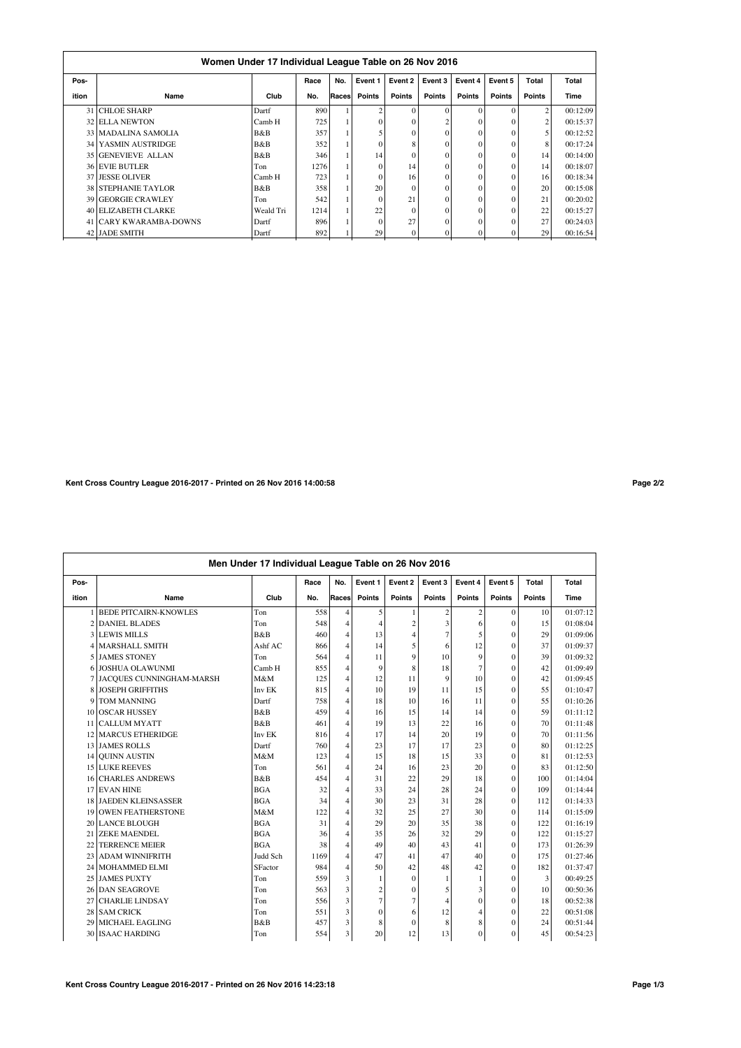## Women Under 17 Individual League Table on 26 Nov 2016

| Position | Name | Club | Race No. | No. Races | Event 1 Points | Event 2 Points | Event 3 Points | Event 4 Points | Event 5 Points | Total Points | Total Time |
|---|---|---|---|---|---|---|---|---|---|---|---|
| 31 | CHLOE SHARP | Dartf | 890 | 1 | 2 | 0 | 0 | 0 | 0 | 2 | 00:12:09 |
| 32 | ELLA NEWTON | Camb H | 725 | 1 | 0 | 0 | 2 | 0 | 0 | 2 | 00:15:37 |
| 33 | MADALINA SAMOLIA | B&B | 357 | 1 | 5 | 0 | 0 | 0 | 0 | 5 | 00:12:52 |
| 34 | YASMIN AUSTRIDGE | B&B | 352 | 1 | 0 | 8 | 0 | 0 | 0 | 8 | 00:17:24 |
| 35 | GENEVIEVE ALLAN | B&B | 346 | 1 | 14 | 0 | 0 | 0 | 0 | 14 | 00:14:00 |
| 36 | EVIE BUTLER | Ton | 1276 | 1 | 0 | 14 | 0 | 0 | 0 | 14 | 00:18:07 |
| 37 | JESSE OLIVER | Camb H | 723 | 1 | 0 | 16 | 0 | 0 | 0 | 16 | 00:18:34 |
| 38 | STEPHANIE TAYLOR | B&B | 358 | 1 | 20 | 0 | 0 | 0 | 0 | 20 | 00:15:08 |
| 39 | GEORGIE CRAWLEY | Ton | 542 | 1 | 0 | 21 | 0 | 0 | 0 | 21 | 00:20:02 |
| 40 | ELIZABETH CLARKE | Weald Tri | 1214 | 1 | 22 | 0 | 0 | 0 | 0 | 22 | 00:15:27 |
| 41 | CARY KWARAMBA-DOWNS | Dartf | 896 | 1 | 0 | 27 | 0 | 0 | 0 | 27 | 00:24:03 |
| 42 | JADE SMITH | Dartf | 892 | 1 | 29 | 0 | 0 | 0 | 0 | 29 | 00:16:54 |

Kent Cross Country League 2016-2017 - Printed on 26 Nov 2016 14:00:58

## Men Under 17 Individual League Table on 26 Nov 2016

| Position | Name | Club | Race No. | No. Races | Event 1 Points | Event 2 Points | Event 3 Points | Event 4 Points | Event 5 Points | Total Points | Total Time |
|---|---|---|---|---|---|---|---|---|---|---|---|
| 1 | BEDE PITCAIRN-KNOWLES | Ton | 558 | 4 | 5 | 1 | 2 | 2 | 0 | 10 | 01:07:12 |
| 2 | DANIEL BLADES | Ton | 548 | 4 | 4 | 2 | 3 | 6 | 0 | 15 | 01:08:04 |
| 3 | LEWIS MILLS | B&B | 460 | 4 | 13 | 4 | 7 | 5 | 0 | 29 | 01:09:06 |
| 4 | MARSHALL SMITH | Ashf AC | 866 | 4 | 14 | 5 | 6 | 12 | 0 | 37 | 01:09:37 |
| 5 | JAMES STONEY | Ton | 564 | 4 | 11 | 9 | 10 | 9 | 0 | 39 | 01:09:32 |
| 6 | JOSHUA OLAWUNMI | Camb H | 855 | 4 | 9 | 8 | 18 | 7 | 0 | 42 | 01:09:49 |
| 7 | JACQUES CUNNINGHAM-MARSH | M&M | 125 | 4 | 12 | 11 | 9 | 10 | 0 | 42 | 01:09:45 |
| 8 | JOSEPH GRIFFITHS | Inv EK | 815 | 4 | 10 | 19 | 11 | 15 | 0 | 55 | 01:10:47 |
| 9 | TOM MANNING | Dartf | 758 | 4 | 18 | 10 | 16 | 11 | 0 | 55 | 01:10:26 |
| 10 | OSCAR HUSSEY | B&B | 459 | 4 | 16 | 15 | 14 | 14 | 0 | 59 | 01:11:12 |
| 11 | CALLUM MYATT | B&B | 461 | 4 | 19 | 13 | 22 | 16 | 0 | 70 | 01:11:48 |
| 12 | MARCUS ETHERIDGE | Inv EK | 816 | 4 | 17 | 14 | 20 | 19 | 0 | 70 | 01:11:56 |
| 13 | JAMES ROLLS | Dartf | 760 | 4 | 23 | 17 | 17 | 23 | 0 | 80 | 01:12:25 |
| 14 | QUINN AUSTIN | M&M | 123 | 4 | 15 | 18 | 15 | 33 | 0 | 81 | 01:12:53 |
| 15 | LUKE REEVES | Ton | 561 | 4 | 24 | 16 | 23 | 20 | 0 | 83 | 01:12:50 |
| 16 | CHARLES ANDREWS | B&B | 454 | 4 | 31 | 22 | 29 | 18 | 0 | 100 | 01:14:04 |
| 17 | EVAN HINE | BGA | 32 | 4 | 33 | 24 | 28 | 24 | 0 | 109 | 01:14:44 |
| 18 | JAEDEN KLEINSASSER | BGA | 34 | 4 | 30 | 23 | 31 | 28 | 0 | 112 | 01:14:33 |
| 19 | OWEN FEATHERSTONE | M&M | 122 | 4 | 32 | 25 | 27 | 30 | 0 | 114 | 01:15:09 |
| 20 | LANCE BLOUGH | BGA | 31 | 4 | 29 | 20 | 35 | 38 | 0 | 122 | 01:16:19 |
| 21 | ZEKE MAENDEL | BGA | 36 | 4 | 35 | 26 | 32 | 29 | 0 | 122 | 01:15:27 |
| 22 | TERRENCE MEIER | BGA | 38 | 4 | 49 | 40 | 43 | 41 | 0 | 173 | 01:26:39 |
| 23 | ADAM WINNIFRITH | Judd Sch | 1169 | 4 | 47 | 41 | 47 | 40 | 0 | 175 | 01:27:46 |
| 24 | MOHAMMED ELMI | SFactor | 984 | 4 | 50 | 42 | 48 | 42 | 0 | 182 | 01:37:47 |
| 25 | JAMES PUXTY | Ton | 559 | 3 | 1 | 0 | 1 | 1 | 0 | 3 | 00:49:25 |
| 26 | DAN SEAGROVE | Ton | 563 | 3 | 2 | 0 | 5 | 3 | 0 | 10 | 00:50:36 |
| 27 | CHARLIE LINDSAY | Ton | 556 | 3 | 7 | 7 | 4 | 0 | 0 | 18 | 00:52:38 |
| 28 | SAM CRICK | Ton | 551 | 3 | 0 | 6 | 12 | 4 | 0 | 22 | 00:51:08 |
| 29 | MICHAEL EAGLING | B&B | 457 | 3 | 8 | 0 | 8 | 8 | 0 | 24 | 00:51:44 |
| 30 | ISAAC HARDING | Ton | 554 | 3 | 20 | 12 | 13 | 0 | 0 | 45 | 00:54:23 |

Kent Cross Country League 2016-2017 - Printed on 26 Nov 2016 14:23:18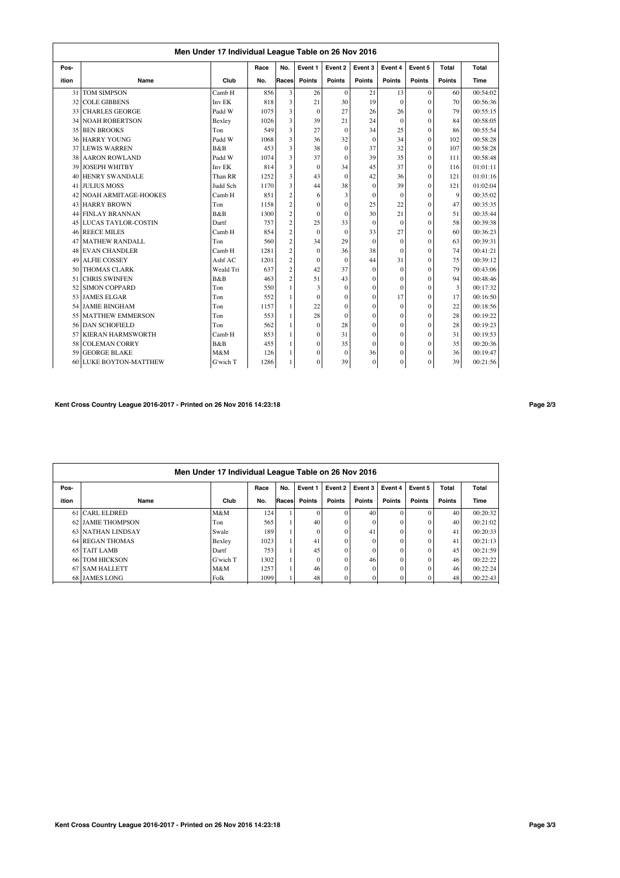## Men Under 17 Individual League Table on 26 Nov 2016

| Pos-ition | Name | Club | Race No. | No. Races | Event 1 Points | Event 2 Points | Event 3 Points | Event 4 Points | Event 5 Points | Total Points | Total Time |
|---|---|---|---|---|---|---|---|---|---|---|---|
| 31 | TOM SIMPSON | Camb H | 856 | 3 | 26 | 0 | 21 | 13 | 0 | 60 | 00:54:02 |
| 32 | COLE GIBBENS | Inv EK | 818 | 3 | 21 | 30 | 19 | 0 | 0 | 70 | 00:56:36 |
| 33 | CHARLES GEORGE | Padd W | 1075 | 3 | 0 | 27 | 26 | 26 | 0 | 79 | 00:55:15 |
| 34 | NOAH ROBERTSON | Bexley | 1026 | 3 | 39 | 21 | 24 | 0 | 0 | 84 | 00:58:05 |
| 35 | BEN BROOKS | Ton | 549 | 3 | 27 | 0 | 34 | 25 | 0 | 86 | 00:55:54 |
| 36 | HARRY YOUNG | Padd W | 1068 | 3 | 36 | 32 | 0 | 34 | 0 | 102 | 00:58:28 |
| 37 | LEWIS WARREN | B&B | 453 | 3 | 38 | 0 | 37 | 32 | 0 | 107 | 00:58:28 |
| 38 | AARON ROWLAND | Padd W | 1074 | 3 | 37 | 0 | 39 | 35 | 0 | 111 | 00:58:48 |
| 39 | JOSEPH WHITBY | Inv EK | 814 | 3 | 0 | 34 | 45 | 37 | 0 | 116 | 01:01:11 |
| 40 | HENRY SWANDALE | Than RR | 1252 | 3 | 43 | 0 | 42 | 36 | 0 | 121 | 01:01:16 |
| 41 | JULIUS MOSS | Judd Sch | 1170 | 3 | 44 | 38 | 0 | 39 | 0 | 121 | 01:02:04 |
| 42 | NOAH ARMITAGE-HOOKES | Camb H | 851 | 2 | 6 | 3 | 0 | 0 | 0 | 9 | 00:35:02 |
| 43 | HARRY BROWN | Ton | 1158 | 2 | 0 | 0 | 25 | 22 | 0 | 47 | 00:35:35 |
| 44 | FINLAY BRANNAN | B&B | 1300 | 2 | 0 | 0 | 30 | 21 | 0 | 51 | 00:35:44 |
| 45 | LUCAS TAYLOR-COSTIN | Dartf | 757 | 2 | 25 | 33 | 0 | 0 | 0 | 58 | 00:39:38 |
| 46 | REECE MILES | Camb H | 854 | 2 | 0 | 0 | 33 | 27 | 0 | 60 | 00:36:23 |
| 47 | MATHEW RANDALL | Ton | 560 | 2 | 34 | 29 | 0 | 0 | 0 | 63 | 00:39:31 |
| 48 | EVAN CHANDLER | Camb H | 1281 | 2 | 0 | 36 | 38 | 0 | 0 | 74 | 00:41:21 |
| 49 | ALFIE COSSEY | Ashf AC | 1201 | 2 | 0 | 0 | 44 | 31 | 0 | 75 | 00:39:12 |
| 50 | THOMAS CLARK | Weald Tri | 637 | 2 | 42 | 37 | 0 | 0 | 0 | 79 | 00:43:06 |
| 51 | CHRIS SWINFEN | B&B | 463 | 2 | 51 | 43 | 0 | 0 | 0 | 94 | 00:48:46 |
| 52 | SIMON COPPARD | Ton | 550 | 1 | 3 | 0 | 0 | 0 | 0 | 3 | 00:17:32 |
| 53 | JAMES ELGAR | Ton | 552 | 1 | 0 | 0 | 0 | 17 | 0 | 17 | 00:16:50 |
| 54 | JAMIE BINGHAM | Ton | 1157 | 1 | 22 | 0 | 0 | 0 | 0 | 22 | 00:18:56 |
| 55 | MATTHEW EMMERSON | Ton | 553 | 1 | 28 | 0 | 0 | 0 | 0 | 28 | 00:19:22 |
| 56 | DAN SCHOFIELD | Ton | 562 | 1 | 0 | 28 | 0 | 0 | 0 | 28 | 00:19:23 |
| 57 | KIERAN HARMSWORTH | Camb H | 853 | 1 | 0 | 31 | 0 | 0 | 0 | 31 | 00:19:53 |
| 58 | COLEMAN CORRY | B&B | 455 | 1 | 0 | 35 | 0 | 0 | 0 | 35 | 00:20:36 |
| 59 | GEORGE BLAKE | M&M | 126 | 1 | 0 | 0 | 36 | 0 | 0 | 36 | 00:19:47 |
| 60 | LUKE BOYTON-MATTHEW | G'wich T | 1286 | 1 | 0 | 39 | 0 | 0 | 0 | 39 | 00:21:56 |

Kent Cross Country League 2016-2017 - Printed on 26 Nov 2016 14:23:18

## Men Under 17 Individual League Table on 26 Nov 2016

| Pos-ition | Name | Club | Race No. | No. Races | Event 1 Points | Event 2 Points | Event 3 Points | Event 4 Points | Event 5 Points | Total Points | Total Time |
|---|---|---|---|---|---|---|---|---|---|---|---|
| 61 | CARL ELDRED | M&M | 124 | 1 | 0 | 0 | 40 | 0 | 0 | 40 | 00:20:32 |
| 62 | JAMIE THOMPSON | Ton | 565 | 1 | 40 | 0 | 0 | 0 | 0 | 40 | 00:21:02 |
| 63 | NATHAN LINDSAY | Swale | 189 | 1 | 0 | 0 | 41 | 0 | 0 | 41 | 00:20:33 |
| 64 | REGAN THOMAS | Bexley | 1023 | 1 | 41 | 0 | 0 | 0 | 0 | 41 | 00:21:13 |
| 65 | TAIT LAMB | Dartf | 753 | 1 | 45 | 0 | 0 | 0 | 0 | 45 | 00:21:59 |
| 66 | TOM HICKSON | G'wich T | 1302 | 1 | 0 | 0 | 46 | 0 | 0 | 46 | 00:22:22 |
| 67 | SAM HALLETT | M&M | 1257 | 1 | 46 | 0 | 0 | 0 | 0 | 46 | 00:22:24 |
| 68 | JAMES LONG | Folk | 1099 | 1 | 48 | 0 | 0 | 0 | 0 | 48 | 00:22:43 |

Kent Cross Country League 2016-2017 - Printed on 26 Nov 2016 14:23:18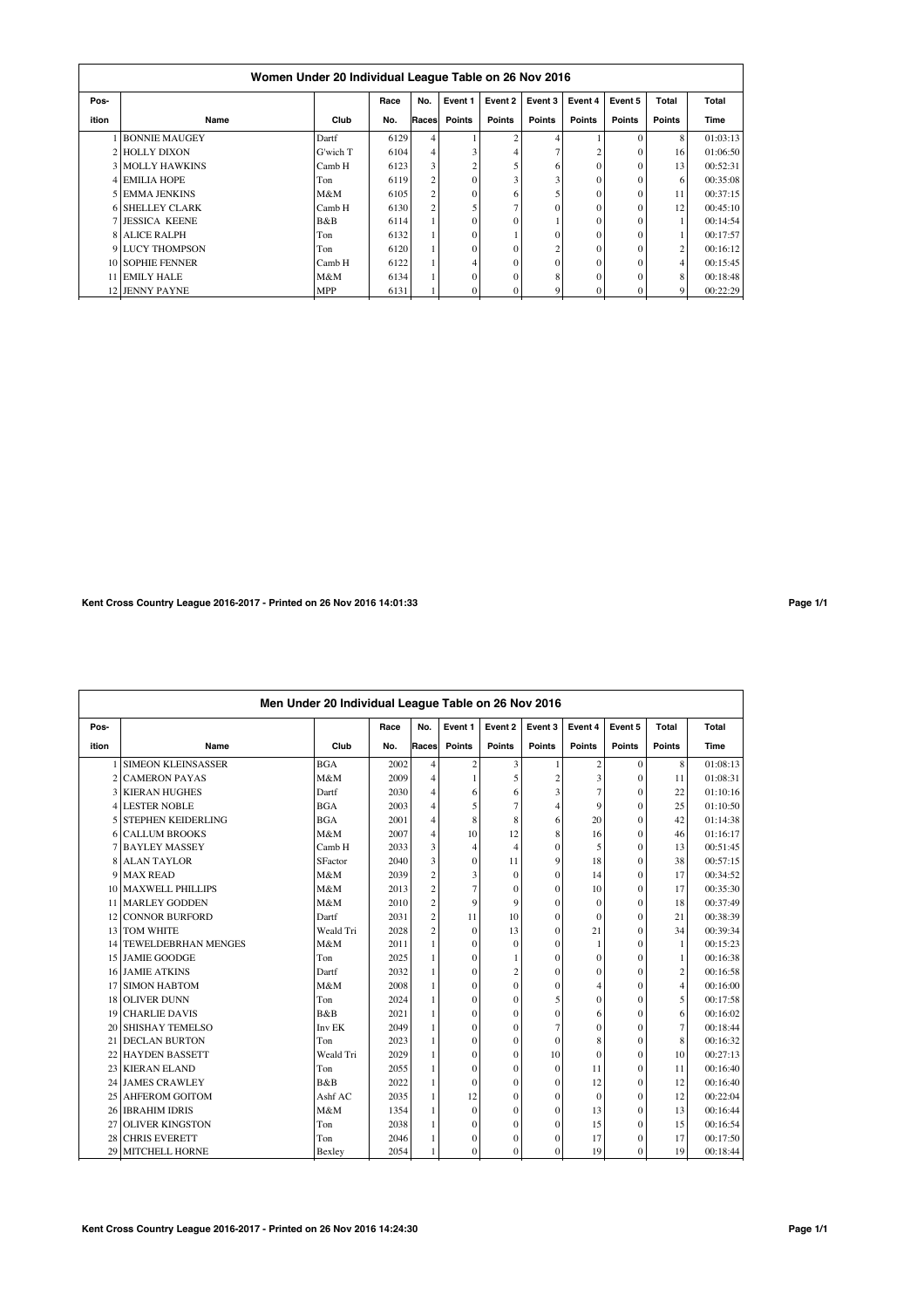## Women Under 20 Individual League Table on 26 Nov 2016

| Pos-ition | Name | Club | Race No. | No. Races | Event 1 Points | Event 2 Points | Event 3 Points | Event 4 Points | Event 5 Points | Total Points | Total Time |
|---|---|---|---|---|---|---|---|---|---|---|---|
| 1 | BONNIE MAUGEY | Dartf | 6129 | 4 | 1 | 2 | 4 | 1 | 0 | 8 | 01:03:13 |
| 2 | HOLLY DIXON | G'wich T | 6104 | 4 | 3 | 4 | 7 | 2 | 0 | 16 | 01:06:50 |
| 3 | MOLLY HAWKINS | Camb H | 6123 | 3 | 2 | 5 | 6 | 0 | 0 | 13 | 00:52:31 |
| 4 | EMILIA HOPE | Ton | 6119 | 2 | 0 | 3 | 3 | 0 | 0 | 6 | 00:35:08 |
| 5 | EMMA JENKINS | M&M | 6105 | 2 | 0 | 6 | 5 | 0 | 0 | 11 | 00:37:15 |
| 6 | SHELLEY CLARK | Camb H | 6130 | 2 | 5 | 7 | 0 | 0 | 0 | 12 | 00:45:10 |
| 7 | JESSICA KEENE | B&B | 6114 | 1 | 0 | 0 | 1 | 0 | 0 | 1 | 00:14:54 |
| 8 | ALICE RALPH | Ton | 6132 | 1 | 0 | 1 | 0 | 0 | 0 | 1 | 00:17:57 |
| 9 | LUCY THOMPSON | Ton | 6120 | 1 | 0 | 0 | 2 | 0 | 0 | 2 | 00:16:12 |
| 10 | SOPHIE FENNER | Camb H | 6122 | 1 | 4 | 0 | 0 | 0 | 0 | 4 | 00:15:45 |
| 11 | EMILY HALE | M&M | 6134 | 1 | 0 | 0 | 8 | 0 | 0 | 8 | 00:18:48 |
| 12 | JENNY PAYNE | MPP | 6131 | 1 | 0 | 0 | 9 | 0 | 0 | 9 | 00:22:29 |

Kent Cross Country League 2016-2017 - Printed on 26 Nov 2016 14:01:33

## Men Under 20 Individual League Table on 26 Nov 2016

| Pos-ition | Name | Club | Race No. | No. Races | Event 1 Points | Event 2 Points | Event 3 Points | Event 4 Points | Event 5 Points | Total Points | Total Time |
|---|---|---|---|---|---|---|---|---|---|---|---|
| 1 | SIMEON KLEINSASSER | BGA | 2002 | 4 | 2 | 3 | 1 | 2 | 0 | 8 | 01:08:13 |
| 2 | CAMERON PAYAS | M&M | 2009 | 4 | 1 | 5 | 2 | 3 | 0 | 11 | 01:08:31 |
| 3 | KIERAN HUGHES | Dartf | 2030 | 4 | 6 | 6 | 3 | 7 | 0 | 22 | 01:10:16 |
| 4 | LESTER NOBLE | BGA | 2003 | 4 | 5 | 7 | 4 | 9 | 0 | 25 | 01:10:50 |
| 5 | STEPHEN KEIDERLING | BGA | 2001 | 4 | 8 | 8 | 6 | 20 | 0 | 42 | 01:14:38 |
| 6 | CALLUM BROOKS | M&M | 2007 | 4 | 10 | 12 | 8 | 16 | 0 | 46 | 01:16:17 |
| 7 | BAYLEY MASSEY | Camb H | 2033 | 3 | 4 | 4 | 0 | 5 | 0 | 13 | 00:51:45 |
| 8 | ALAN TAYLOR | SFactor | 2040 | 3 | 0 | 11 | 9 | 18 | 0 | 38 | 00:57:15 |
| 9 | MAX READ | M&M | 2039 | 2 | 3 | 0 | 0 | 14 | 0 | 17 | 00:34:52 |
| 10 | MAXWELL PHILLIPS | M&M | 2013 | 2 | 7 | 0 | 0 | 10 | 0 | 17 | 00:35:30 |
| 11 | MARLEY GODDEN | M&M | 2010 | 2 | 9 | 9 | 0 | 0 | 0 | 18 | 00:37:49 |
| 12 | CONNOR BURFORD | Dartf | 2031 | 2 | 11 | 10 | 0 | 0 | 0 | 21 | 00:38:39 |
| 13 | TOM WHITE | Weald Tri | 2028 | 2 | 0 | 13 | 0 | 21 | 0 | 34 | 00:39:34 |
| 14 | TEWELDEBRHAN MENGES | M&M | 2011 | 1 | 0 | 0 | 0 | 1 | 0 | 1 | 00:15:23 |
| 15 | JAMIE GOODGE | Ton | 2025 | 1 | 0 | 1 | 0 | 0 | 0 | 1 | 00:16:38 |
| 16 | JAMIE ATKINS | Dartf | 2032 | 1 | 0 | 2 | 0 | 0 | 0 | 2 | 00:16:58 |
| 17 | SIMON HABTOM | M&M | 2008 | 1 | 0 | 0 | 0 | 4 | 0 | 4 | 00:16:00 |
| 18 | OLIVER DUNN | Ton | 2024 | 1 | 0 | 0 | 5 | 0 | 0 | 5 | 00:17:58 |
| 19 | CHARLIE DAVIS | B&B | 2021 | 1 | 0 | 0 | 0 | 6 | 0 | 6 | 00:16:02 |
| 20 | SHISHAY TEMELSO | Inv EK | 2049 | 1 | 0 | 0 | 7 | 0 | 0 | 7 | 00:18:44 |
| 21 | DECLAN BURTON | Ton | 2023 | 1 | 0 | 0 | 0 | 8 | 0 | 8 | 00:16:32 |
| 22 | HAYDEN BASSETT | Weald Tri | 2029 | 1 | 0 | 0 | 10 | 0 | 0 | 10 | 00:27:13 |
| 23 | KIERAN ELAND | Ton | 2055 | 1 | 0 | 0 | 0 | 11 | 0 | 11 | 00:16:40 |
| 24 | JAMES CRAWLEY | B&B | 2022 | 1 | 0 | 0 | 0 | 12 | 0 | 12 | 00:16:40 |
| 25 | AHFEROM GOITOM | Ashf AC | 2035 | 1 | 12 | 0 | 0 | 0 | 0 | 12 | 00:22:04 |
| 26 | IBRAHIM IDRIS | M&M | 1354 | 1 | 0 | 0 | 0 | 13 | 0 | 13 | 00:16:44 |
| 27 | OLIVER KINGSTON | Ton | 2038 | 1 | 0 | 0 | 0 | 15 | 0 | 15 | 00:16:54 |
| 28 | CHRIS EVERETT | Ton | 2046 | 1 | 0 | 0 | 0 | 17 | 0 | 17 | 00:17:50 |
| 29 | MITCHELL HORNE | Bexley | 2054 | 1 | 0 | 0 | 0 | 19 | 0 | 19 | 00:18:44 |

Kent Cross Country League 2016-2017 - Printed on 26 Nov 2016 14:24:30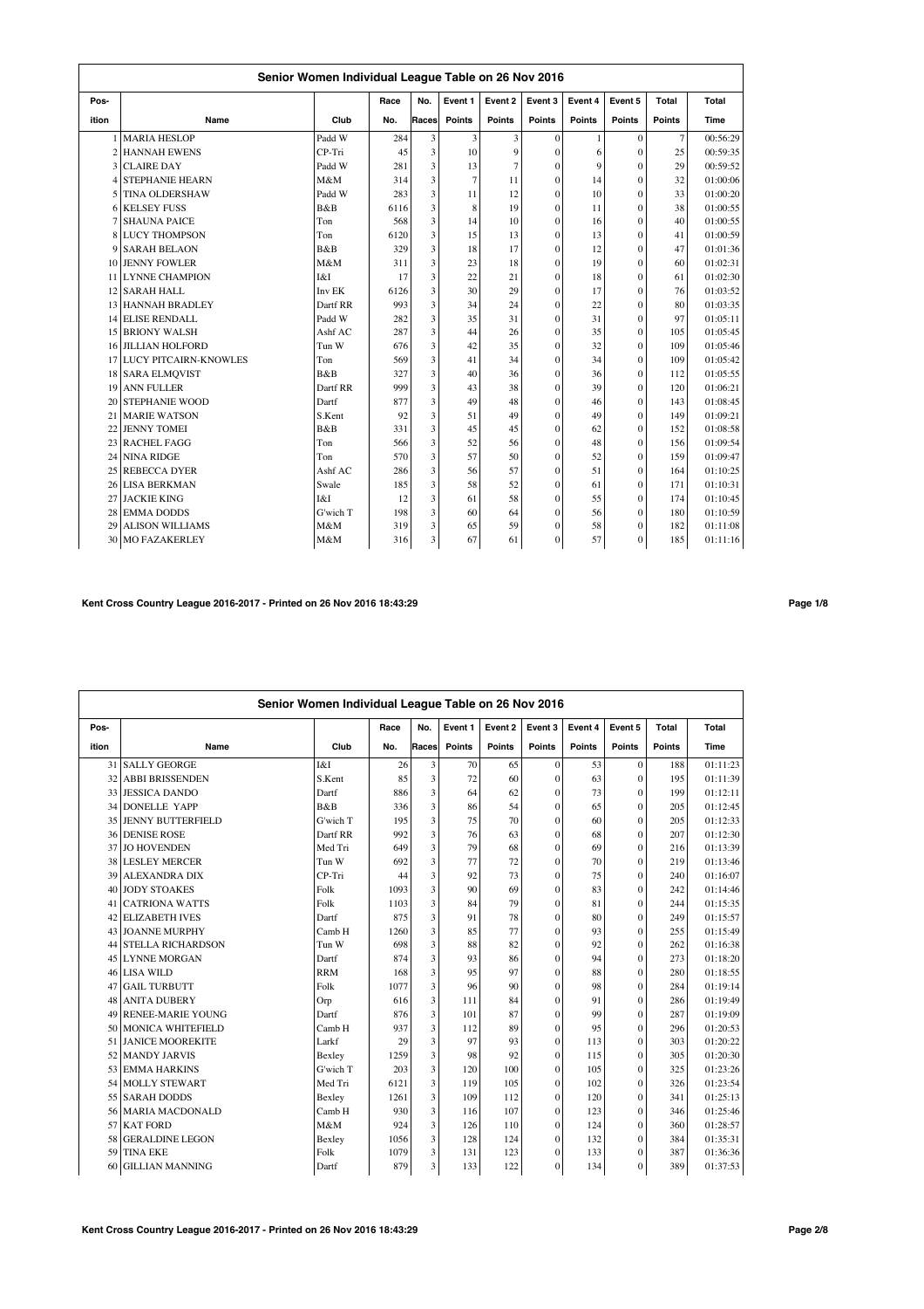## Senior Women Individual League Table on 26 Nov 2016

| Position | Name | Club | Race No. | No. Races | Event 1 Points | Event 2 Points | Event 3 Points | Event 4 Points | Event 5 Points | Total Points | Total Time |
|---|---|---|---|---|---|---|---|---|---|---|---|
| 1 | MARIA HESLOP | Padd W | 284 | 3 | 3 | 3 | 0 | 1 | 0 | 7 | 00:56:29 |
| 2 | HANNAH EWENS | CP-Tri | 45 | 3 | 10 | 9 | 0 | 6 | 0 | 25 | 00:59:35 |
| 3 | CLAIRE DAY | Padd W | 281 | 3 | 13 | 7 | 0 | 9 | 0 | 29 | 00:59:52 |
| 4 | STEPHANIE HEARN | M&M | 314 | 3 | 7 | 11 | 0 | 14 | 0 | 32 | 01:00:06 |
| 5 | TINA OLDERSHAW | Padd W | 283 | 3 | 11 | 12 | 0 | 10 | 0 | 33 | 01:00:20 |
| 6 | KELSEY FUSS | B&B | 6116 | 3 | 8 | 19 | 0 | 11 | 0 | 38 | 01:00:55 |
| 7 | SHAUNA PAICE | Ton | 568 | 3 | 14 | 10 | 0 | 16 | 0 | 40 | 01:00:55 |
| 8 | LUCY THOMPSON | Ton | 6120 | 3 | 15 | 13 | 0 | 13 | 0 | 41 | 01:00:59 |
| 9 | SARAH BELAON | B&B | 329 | 3 | 18 | 17 | 0 | 12 | 0 | 47 | 01:01:36 |
| 10 | JENNY FOWLER | M&M | 311 | 3 | 23 | 18 | 0 | 19 | 0 | 60 | 01:02:31 |
| 11 | LYNNE CHAMPION | I&I | 17 | 3 | 22 | 21 | 0 | 18 | 0 | 61 | 01:02:30 |
| 12 | SARAH HALL | Inv EK | 6126 | 3 | 30 | 29 | 0 | 17 | 0 | 76 | 01:03:52 |
| 13 | HANNAH BRADLEY | Dartf RR | 993 | 3 | 34 | 24 | 0 | 22 | 0 | 80 | 01:03:35 |
| 14 | ELISE RENDALL | Padd W | 282 | 3 | 35 | 31 | 0 | 31 | 0 | 97 | 01:05:11 |
| 15 | BRIONY WALSH | Ashf AC | 287 | 3 | 44 | 26 | 0 | 35 | 0 | 105 | 01:05:45 |
| 16 | JILLIAN HOLFORD | Tun W | 676 | 3 | 42 | 35 | 0 | 32 | 0 | 109 | 01:05:46 |
| 17 | LUCY PITCAIRN-KNOWLES | Ton | 569 | 3 | 41 | 34 | 0 | 34 | 0 | 109 | 01:05:42 |
| 18 | SARA ELMQVIST | B&B | 327 | 3 | 40 | 36 | 0 | 36 | 0 | 112 | 01:05:55 |
| 19 | ANN FULLER | Dartf RR | 999 | 3 | 43 | 38 | 0 | 39 | 0 | 120 | 01:06:21 |
| 20 | STEPHANIE WOOD | Dartf | 877 | 3 | 49 | 48 | 0 | 46 | 0 | 143 | 01:08:45 |
| 21 | MARIE WATSON | S.Kent | 92 | 3 | 51 | 49 | 0 | 49 | 0 | 149 | 01:09:21 |
| 22 | JENNY TOMEI | B&B | 331 | 3 | 45 | 45 | 0 | 62 | 0 | 152 | 01:08:58 |
| 23 | RACHEL FAGG | Ton | 566 | 3 | 52 | 56 | 0 | 48 | 0 | 156 | 01:09:54 |
| 24 | NINA RIDGE | Ton | 570 | 3 | 57 | 50 | 0 | 52 | 0 | 159 | 01:09:47 |
| 25 | REBECCA DYER | Ashf AC | 286 | 3 | 56 | 57 | 0 | 51 | 0 | 164 | 01:10:25 |
| 26 | LISA BERKMAN | Swale | 185 | 3 | 58 | 52 | 0 | 61 | 0 | 171 | 01:10:31 |
| 27 | JACKIE KING | I&I | 12 | 3 | 61 | 58 | 0 | 55 | 0 | 174 | 01:10:45 |
| 28 | EMMA DODDS | G'wich T | 198 | 3 | 60 | 64 | 0 | 56 | 0 | 180 | 01:10:59 |
| 29 | ALISON WILLIAMS | M&M | 319 | 3 | 65 | 59 | 0 | 58 | 0 | 182 | 01:11:08 |
| 30 | MO FAZAKERLEY | M&M | 316 | 3 | 67 | 61 | 0 | 57 | 0 | 185 | 01:11:16 |

**Kent Cross Country League 2016-2017 - Printed on 26 Nov 2016 18:43:29**

## Senior Women Individual League Table on 26 Nov 2016

| Position | Name | Club | Race No. | No. Races | Event 1 Points | Event 2 Points | Event 3 Points | Event 4 Points | Event 5 Points | Total Points | Total Time |
|---|---|---|---|---|---|---|---|---|---|---|---|
| 31 | SALLY GEORGE | I&I | 26 | 3 | 70 | 65 | 0 | 53 | 0 | 188 | 01:11:23 |
| 32 | ABBI BRISSENDEN | S.Kent | 85 | 3 | 72 | 60 | 0 | 63 | 0 | 195 | 01:11:39 |
| 33 | JESSICA DANDO | Dartf | 886 | 3 | 64 | 62 | 0 | 73 | 0 | 199 | 01:12:11 |
| 34 | DONELLE YAPP | B&B | 336 | 3 | 86 | 54 | 0 | 65 | 0 | 205 | 01:12:45 |
| 35 | JENNY BUTTERFIELD | G'wich T | 195 | 3 | 75 | 70 | 0 | 60 | 0 | 205 | 01:12:33 |
| 36 | DENISE ROSE | Dartf RR | 992 | 3 | 76 | 63 | 0 | 68 | 0 | 207 | 01:12:30 |
| 37 | JO HOVENDEN | Med Tri | 649 | 3 | 79 | 68 | 0 | 69 | 0 | 216 | 01:13:39 |
| 38 | LESLEY MERCER | Tun W | 692 | 3 | 77 | 72 | 0 | 70 | 0 | 219 | 01:13:46 |
| 39 | ALEXANDRA DIX | CP-Tri | 44 | 3 | 92 | 73 | 0 | 75 | 0 | 240 | 01:16:07 |
| 40 | JODY STOAKES | Folk | 1093 | 3 | 90 | 69 | 0 | 83 | 0 | 242 | 01:14:46 |
| 41 | CATRIONA WATTS | Folk | 1103 | 3 | 84 | 79 | 0 | 81 | 0 | 244 | 01:15:35 |
| 42 | ELIZABETH IVES | Dartf | 875 | 3 | 91 | 78 | 0 | 80 | 0 | 249 | 01:15:57 |
| 43 | JOANNE MURPHY | Camb H | 1260 | 3 | 85 | 77 | 0 | 93 | 0 | 255 | 01:15:49 |
| 44 | STELLA RICHARDSON | Tun W | 698 | 3 | 88 | 82 | 0 | 92 | 0 | 262 | 01:16:38 |
| 45 | LYNNE MORGAN | Dartf | 874 | 3 | 93 | 86 | 0 | 94 | 0 | 273 | 01:18:20 |
| 46 | LISA WILD | RRM | 168 | 3 | 95 | 97 | 0 | 88 | 0 | 280 | 01:18:55 |
| 47 | GAIL TURBUTT | Folk | 1077 | 3 | 96 | 90 | 0 | 98 | 0 | 284 | 01:19:14 |
| 48 | ANITA DUBERY | Orp | 616 | 3 | 111 | 84 | 0 | 91 | 0 | 286 | 01:19:49 |
| 49 | RENEE-MARIE YOUNG | Dartf | 876 | 3 | 101 | 87 | 0 | 99 | 0 | 287 | 01:19:09 |
| 50 | MONICA WHITEFIELD | Camb H | 937 | 3 | 112 | 89 | 0 | 95 | 0 | 296 | 01:20:53 |
| 51 | JANICE MOOREKITE | Larkf | 29 | 3 | 97 | 93 | 0 | 113 | 0 | 303 | 01:20:22 |
| 52 | MANDY JARVIS | Bexley | 1259 | 3 | 98 | 92 | 0 | 115 | 0 | 305 | 01:20:30 |
| 53 | EMMA HARKINS | G'wich T | 203 | 3 | 120 | 100 | 0 | 105 | 0 | 325 | 01:23:26 |
| 54 | MOLLY STEWART | Med Tri | 6121 | 3 | 119 | 105 | 0 | 102 | 0 | 326 | 01:23:54 |
| 55 | SARAH DODDS | Bexley | 1261 | 3 | 109 | 112 | 0 | 120 | 0 | 341 | 01:25:13 |
| 56 | MARIA MACDONALD | Camb H | 930 | 3 | 116 | 107 | 0 | 123 | 0 | 346 | 01:25:46 |
| 57 | KAT FORD | M&M | 924 | 3 | 126 | 110 | 0 | 124 | 0 | 360 | 01:28:57 |
| 58 | GERALDINE LEGON | Bexley | 1056 | 3 | 128 | 124 | 0 | 132 | 0 | 384 | 01:35:31 |
| 59 | TINA EKE | Folk | 1079 | 3 | 131 | 123 | 0 | 133 | 0 | 387 | 01:36:36 |
| 60 | GILLIAN MANNING | Dartf | 879 | 3 | 133 | 122 | 0 | 134 | 0 | 389 | 01:37:53 |

**Kent Cross Country League 2016-2017 - Printed on 26 Nov 2016 18:43:29**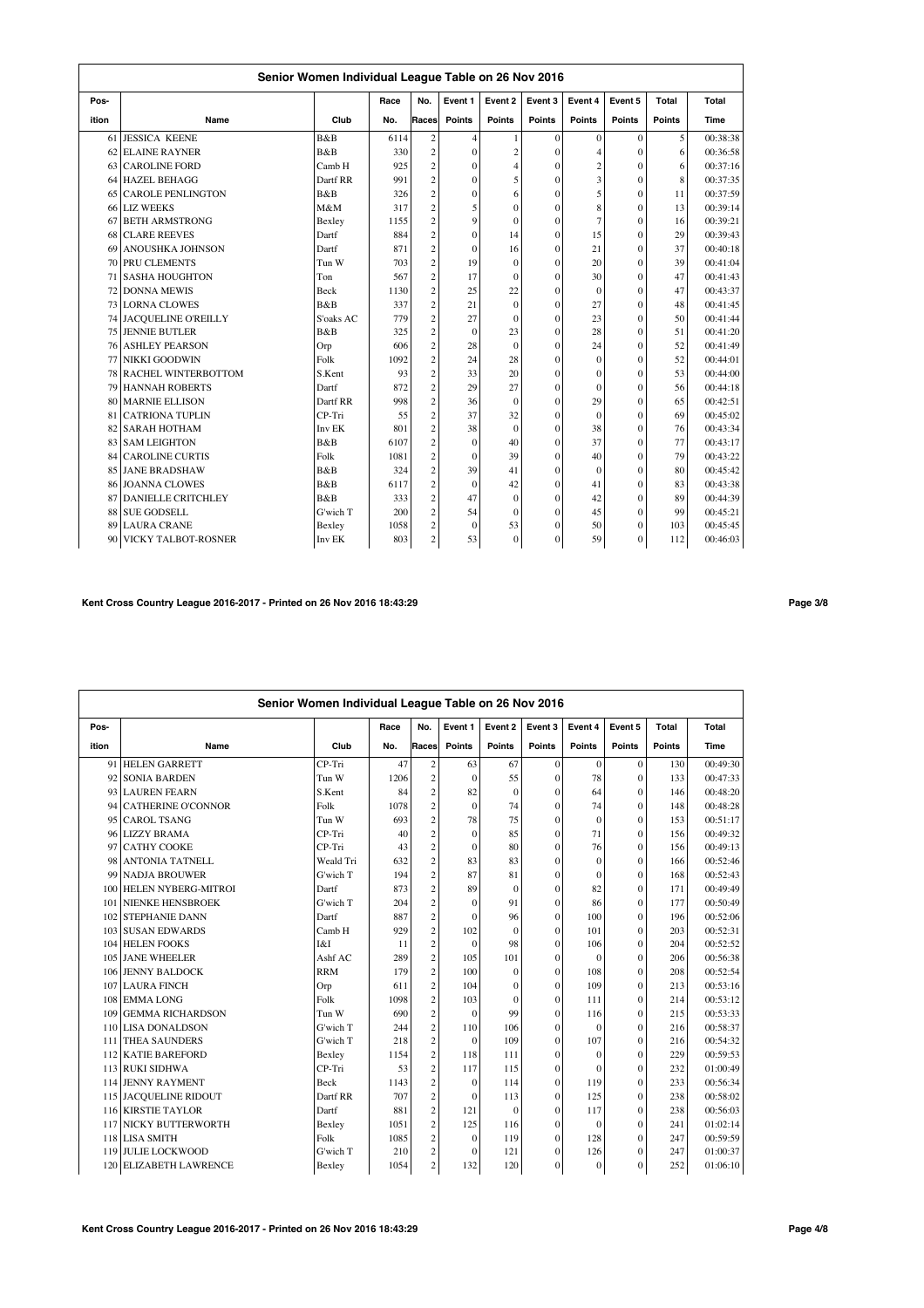## Senior Women Individual League Table on 26 Nov 2016

| Position | Name | Club | Race No. | No. Races | Event 1 Points | Event 2 Points | Event 3 Points | Event 4 Points | Event 5 Points | Total Points | Total Time |
|---|---|---|---|---|---|---|---|---|---|---|---|
| 61 | JESSICA KEENE | B&B | 6114 | 2 | 4 | 1 | 0 | 0 | 0 | 5 | 00:38:38 |
| 62 | ELAINE RAYNER | B&B | 330 | 2 | 0 | 2 | 0 | 4 | 0 | 6 | 00:36:58 |
| 63 | CAROLINE FORD | Camb H | 925 | 2 | 0 | 4 | 0 | 2 | 0 | 6 | 00:37:16 |
| 64 | HAZEL BEHAGG | Dartf RR | 991 | 2 | 0 | 5 | 0 | 3 | 0 | 8 | 00:37:35 |
| 65 | CAROLE PENLINGTON | B&B | 326 | 2 | 0 | 6 | 0 | 5 | 0 | 11 | 00:37:59 |
| 66 | LIZ WEEKS | M&M | 317 | 2 | 5 | 0 | 0 | 8 | 0 | 13 | 00:39:14 |
| 67 | BETH ARMSTRONG | Bexley | 1155 | 2 | 9 | 0 | 0 | 7 | 0 | 16 | 00:39:21 |
| 68 | CLARE REEVES | Dartf | 884 | 2 | 0 | 14 | 0 | 15 | 0 | 29 | 00:39:43 |
| 69 | ANOUSHKA JOHNSON | Dartf | 871 | 2 | 0 | 16 | 0 | 21 | 0 | 37 | 00:40:18 |
| 70 | PRU CLEMENTS | Tun W | 703 | 2 | 19 | 0 | 0 | 20 | 0 | 39 | 00:41:04 |
| 71 | SASHA HOUGHTON | Ton | 567 | 2 | 17 | 0 | 0 | 30 | 0 | 47 | 00:41:43 |
| 72 | DONNA MEWIS | Beck | 1130 | 2 | 25 | 22 | 0 | 0 | 0 | 47 | 00:43:37 |
| 73 | LORNA CLOWES | B&B | 337 | 2 | 21 | 0 | 0 | 27 | 0 | 48 | 00:41:45 |
| 74 | JACQUELINE O'REILLY | S'oaks AC | 779 | 2 | 27 | 0 | 0 | 23 | 0 | 50 | 00:41:44 |
| 75 | JENNIE BUTLER | B&B | 325 | 2 | 0 | 23 | 0 | 28 | 0 | 51 | 00:41:20 |
| 76 | ASHLEY PEARSON | Orp | 606 | 2 | 28 | 0 | 0 | 24 | 0 | 52 | 00:41:49 |
| 77 | NIKKI GOODWIN | Folk | 1092 | 2 | 24 | 28 | 0 | 0 | 0 | 52 | 00:44:01 |
| 78 | RACHEL WINTERBOTTOM | S.Kent | 93 | 2 | 33 | 20 | 0 | 0 | 0 | 53 | 00:44:00 |
| 79 | HANNAH ROBERTS | Dartf | 872 | 2 | 29 | 27 | 0 | 0 | 0 | 56 | 00:44:18 |
| 80 | MARNIE ELLISON | Dartf RR | 998 | 2 | 36 | 0 | 0 | 29 | 0 | 65 | 00:42:51 |
| 81 | CATRIONA TUPLIN | CP-Tri | 55 | 2 | 37 | 32 | 0 | 0 | 0 | 69 | 00:45:02 |
| 82 | SARAH HOTHAM | Inv EK | 801 | 2 | 38 | 0 | 0 | 38 | 0 | 76 | 00:43:34 |
| 83 | SAM LEIGHTON | B&B | 6107 | 2 | 0 | 40 | 0 | 37 | 0 | 77 | 00:43:17 |
| 84 | CAROLINE CURTIS | Folk | 1081 | 2 | 0 | 39 | 0 | 40 | 0 | 79 | 00:43:22 |
| 85 | JANE BRADSHAW | B&B | 324 | 2 | 39 | 41 | 0 | 0 | 0 | 80 | 00:45:42 |
| 86 | JOANNA CLOWES | B&B | 6117 | 2 | 0 | 42 | 0 | 41 | 0 | 83 | 00:43:38 |
| 87 | DANIELLE CRITCHLEY | B&B | 333 | 2 | 47 | 0 | 0 | 42 | 0 | 89 | 00:44:39 |
| 88 | SUE GODSELL | G'wich T | 200 | 2 | 54 | 0 | 0 | 45 | 0 | 99 | 00:45:21 |
| 89 | LAURA CRANE | Bexley | 1058 | 2 | 0 | 53 | 0 | 50 | 0 | 103 | 00:45:45 |
| 90 | VICKY TALBOT-ROSNER | Inv EK | 803 | 2 | 53 | 0 | 0 | 59 | 0 | 112 | 00:46:03 |

## Senior Women Individual League Table on 26 Nov 2016

| Position | Name | Club | Race No. | No. Races | Event 1 Points | Event 2 Points | Event 3 Points | Event 4 Points | Event 5 Points | Total Points | Total Time |
|---|---|---|---|---|---|---|---|---|---|---|---|
| 91 | HELEN GARRETT | CP-Tri | 47 | 2 | 63 | 67 | 0 | 0 | 0 | 130 | 00:49:30 |
| 92 | SONIA BARDEN | Tun W | 1206 | 2 | 0 | 55 | 0 | 78 | 0 | 133 | 00:47:33 |
| 93 | LAUREN FEARN | S.Kent | 84 | 2 | 82 | 0 | 0 | 64 | 0 | 146 | 00:48:20 |
| 94 | CATHERINE O'CONNOR | Folk | 1078 | 2 | 0 | 74 | 0 | 74 | 0 | 148 | 00:48:28 |
| 95 | CAROL TSANG | Tun W | 693 | 2 | 78 | 75 | 0 | 0 | 0 | 153 | 00:51:17 |
| 96 | LIZZY BRAMA | CP-Tri | 40 | 2 | 0 | 85 | 0 | 71 | 0 | 156 | 00:49:32 |
| 97 | CATHY COOKE | CP-Tri | 43 | 2 | 0 | 80 | 0 | 76 | 0 | 156 | 00:49:13 |
| 98 | ANTONIA TATNELL | Weald Tri | 632 | 2 | 83 | 83 | 0 | 0 | 0 | 166 | 00:52:46 |
| 99 | NADJA BROUWER | G'wich T | 194 | 2 | 87 | 81 | 0 | 0 | 0 | 168 | 00:52:43 |
| 100 | HELEN NYBERG-MITROI | Dartf | 873 | 2 | 89 | 0 | 0 | 82 | 0 | 171 | 00:49:49 |
| 101 | NIENKE HENSBROEK | G'wich T | 204 | 2 | 0 | 91 | 0 | 86 | 0 | 177 | 00:50:49 |
| 102 | STEPHANIE DANN | Dartf | 887 | 2 | 0 | 96 | 0 | 100 | 0 | 196 | 00:52:06 |
| 103 | SUSAN EDWARDS | Camb H | 929 | 2 | 102 | 0 | 0 | 101 | 0 | 203 | 00:52:31 |
| 104 | HELEN FOOKS | I&I | 11 | 2 | 0 | 98 | 0 | 106 | 0 | 204 | 00:52:52 |
| 105 | JANE WHEELER | Ashf AC | 289 | 2 | 105 | 101 | 0 | 0 | 0 | 206 | 00:56:38 |
| 106 | JENNY BALDOCK | RRM | 179 | 2 | 100 | 0 | 0 | 108 | 0 | 208 | 00:52:54 |
| 107 | LAURA FINCH | Orp | 611 | 2 | 104 | 0 | 0 | 109 | 0 | 213 | 00:53:16 |
| 108 | EMMA LONG | Folk | 1098 | 2 | 103 | 0 | 0 | 111 | 0 | 214 | 00:53:12 |
| 109 | GEMMA RICHARDSON | Tun W | 690 | 2 | 0 | 99 | 0 | 116 | 0 | 215 | 00:53:33 |
| 110 | LISA DONALDSON | G'wich T | 244 | 2 | 110 | 106 | 0 | 0 | 0 | 216 | 00:58:37 |
| 111 | THEA SAUNDERS | G'wich T | 218 | 2 | 0 | 109 | 0 | 107 | 0 | 216 | 00:54:32 |
| 112 | KATIE BAREFORD | Bexley | 1154 | 2 | 118 | 111 | 0 | 0 | 0 | 229 | 00:59:53 |
| 113 | RUKI SIDHWA | CP-Tri | 53 | 2 | 117 | 115 | 0 | 0 | 0 | 232 | 01:00:49 |
| 114 | JENNY RAYMENT | Beck | 1143 | 2 | 0 | 114 | 0 | 119 | 0 | 233 | 00:56:34 |
| 115 | JACQUELINE RIDOUT | Dartf RR | 707 | 2 | 0 | 113 | 0 | 125 | 0 | 238 | 00:58:02 |
| 116 | KIRSTIE TAYLOR | Dartf | 881 | 2 | 121 | 0 | 0 | 117 | 0 | 238 | 00:56:03 |
| 117 | NICKY BUTTERWORTH | Bexley | 1051 | 2 | 125 | 116 | 0 | 0 | 0 | 241 | 01:02:14 |
| 118 | LISA SMITH | Folk | 1085 | 2 | 0 | 119 | 0 | 128 | 0 | 247 | 00:59:59 |
| 119 | JULIE LOCKWOOD | G'wich T | 210 | 2 | 0 | 121 | 0 | 126 | 0 | 247 | 01:00:37 |
| 120 | ELIZABETH LAWRENCE | Bexley | 1054 | 2 | 132 | 120 | 0 | 0 | 0 | 252 | 01:06:10 |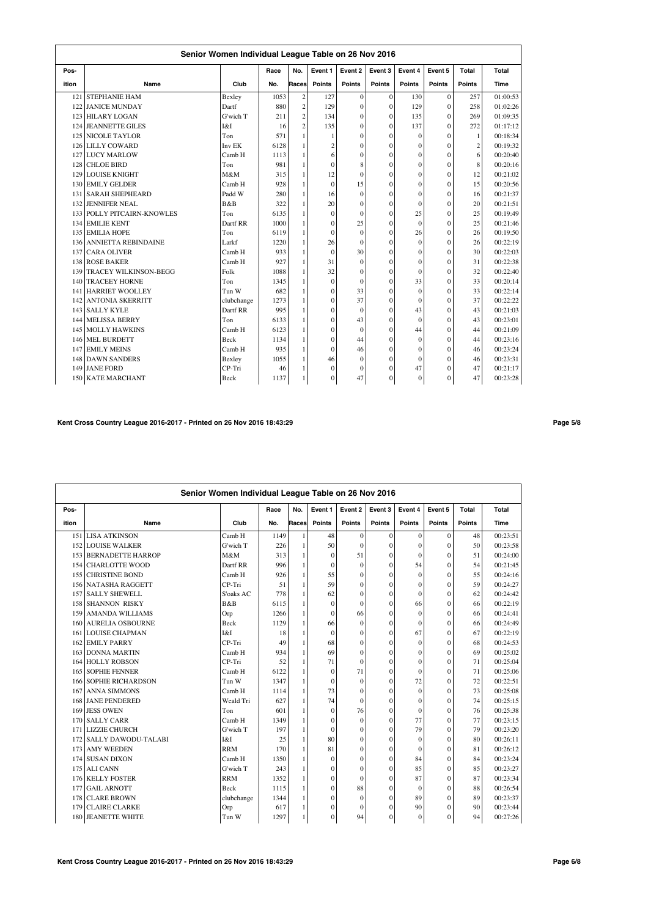## Senior Women Individual League Table on 26 Nov 2016

| Position | Name | Club | Race No. | No. Races | Event 1 Points | Event 2 Points | Event 3 Points | Event 4 Points | Event 5 Points | Total Points | Total Time |
|---|---|---|---|---|---|---|---|---|---|---|---|
| 121 | STEPHANIE HAM | Bexley | 1053 | 2 | 127 | 0 | 0 | 130 | 0 | 257 | 01:00:53 |
| 122 | JANICE MUNDAY | Dartf | 880 | 2 | 129 | 0 | 0 | 129 | 0 | 258 | 01:02:26 |
| 123 | HILARY LOGAN | G'wich T | 211 | 2 | 134 | 0 | 0 | 135 | 0 | 269 | 01:09:35 |
| 124 | JEANNETTE GILES | I&I | 16 | 2 | 135 | 0 | 0 | 137 | 0 | 272 | 01:17:12 |
| 125 | NICOLE TAYLOR | Ton | 571 | 1 | 1 | 0 | 0 | 0 | 0 | 1 | 00:18:34 |
| 126 | LILLY COWARD | Inv EK | 6128 | 1 | 2 | 0 | 0 | 0 | 0 | 2 | 00:19:32 |
| 127 | LUCY MARLOW | Camb H | 1113 | 1 | 6 | 0 | 0 | 0 | 0 | 6 | 00:20:40 |
| 128 | CHLOE BIRD | Ton | 981 | 1 | 0 | 8 | 0 | 0 | 0 | 8 | 00:20:16 |
| 129 | LOUISE KNIGHT | M&M | 315 | 1 | 12 | 0 | 0 | 0 | 0 | 12 | 00:21:02 |
| 130 | EMILY GELDER | Camb H | 928 | 1 | 0 | 15 | 0 | 0 | 0 | 15 | 00:20:56 |
| 131 | SARAH SHEPHEARD | Padd W | 280 | 1 | 16 | 0 | 0 | 0 | 0 | 16 | 00:21:37 |
| 132 | JENNIFER NEAL | B&B | 322 | 1 | 20 | 0 | 0 | 0 | 0 | 20 | 00:21:51 |
| 133 | POLLY PITCAIRN-KNOWLES | Ton | 6135 | 1 | 0 | 0 | 0 | 25 | 0 | 25 | 00:19:49 |
| 134 | EMILIE KENT | Dartf RR | 1000 | 1 | 0 | 25 | 0 | 0 | 0 | 25 | 00:21:46 |
| 135 | EMILIA HOPE | Ton | 6119 | 1 | 0 | 0 | 0 | 26 | 0 | 26 | 00:19:50 |
| 136 | ANNIETTA REBINDAINE | Larkf | 1220 | 1 | 26 | 0 | 0 | 0 | 0 | 26 | 00:22:19 |
| 137 | CARA OLIVER | Camb H | 933 | 1 | 0 | 30 | 0 | 0 | 0 | 30 | 00:22:03 |
| 138 | ROSE BAKER | Camb H | 927 | 1 | 31 | 0 | 0 | 0 | 0 | 31 | 00:22:38 |
| 139 | TRACEY WILKINSON-BEGG | Folk | 1088 | 1 | 32 | 0 | 0 | 0 | 0 | 32 | 00:22:40 |
| 140 | TRACEEY HORNE | Ton | 1345 | 1 | 0 | 0 | 0 | 33 | 0 | 33 | 00:20:14 |
| 141 | HARRIET WOOLLEY | Tun W | 682 | 1 | 0 | 33 | 0 | 0 | 0 | 33 | 00:22:14 |
| 142 | ANTONIA SKERRITT | clubchange | 1273 | 1 | 0 | 37 | 0 | 0 | 0 | 37 | 00:22:22 |
| 143 | SALLY KYLE | Dartf RR | 995 | 1 | 0 | 0 | 0 | 43 | 0 | 43 | 00:21:03 |
| 144 | MELISSA BERRY | Ton | 6133 | 1 | 0 | 43 | 0 | 0 | 0 | 43 | 00:23:01 |
| 145 | MOLLY HAWKINS | Camb H | 6123 | 1 | 0 | 0 | 0 | 44 | 0 | 44 | 00:21:09 |
| 146 | MEL BURDETT | Beck | 1134 | 1 | 0 | 44 | 0 | 0 | 0 | 44 | 00:23:16 |
| 147 | EMILY MEINS | Camb H | 935 | 1 | 0 | 46 | 0 | 0 | 0 | 46 | 00:23:24 |
| 148 | DAWN SANDERS | Bexley | 1055 | 1 | 46 | 0 | 0 | 0 | 0 | 46 | 00:23:31 |
| 149 | JANE FORD | CP-Tri | 46 | 1 | 0 | 0 | 0 | 47 | 0 | 47 | 00:21:17 |
| 150 | KATE MARCHANT | Beck | 1137 | 1 | 0 | 47 | 0 | 0 | 0 | 47 | 00:23:28 |

Kent Cross Country League 2016-2017 - Printed on 26 Nov 2016 18:43:29

## Senior Women Individual League Table on 26 Nov 2016

| Position | Name | Club | Race No. | No. Races | Event 1 Points | Event 2 Points | Event 3 Points | Event 4 Points | Event 5 Points | Total Points | Total Time |
|---|---|---|---|---|---|---|---|---|---|---|---|
| 151 | LISA ATKINSON | Camb H | 1149 | 1 | 48 | 0 | 0 | 0 | 0 | 48 | 00:23:51 |
| 152 | LOUISE WALKER | G'wich T | 226 | 1 | 50 | 0 | 0 | 0 | 0 | 50 | 00:23:58 |
| 153 | BERNADETTE HARROP | M&M | 313 | 1 | 0 | 51 | 0 | 0 | 0 | 51 | 00:24:00 |
| 154 | CHARLOTTE WOOD | Dartf RR | 996 | 1 | 0 | 0 | 0 | 54 | 0 | 54 | 00:21:45 |
| 155 | CHRISTINE BOND | Camb H | 926 | 1 | 55 | 0 | 0 | 0 | 0 | 55 | 00:24:16 |
| 156 | NATASHA RAGGETT | CP-Tri | 51 | 1 | 59 | 0 | 0 | 0 | 0 | 59 | 00:24:27 |
| 157 | SALLY SHEWELL | S'oaks AC | 778 | 1 | 62 | 0 | 0 | 0 | 0 | 62 | 00:24:42 |
| 158 | SHANNON RISKY | B&B | 6115 | 1 | 0 | 0 | 0 | 66 | 0 | 66 | 00:22:19 |
| 159 | AMANDA WILLIAMS | Orp | 1266 | 1 | 0 | 66 | 0 | 0 | 0 | 66 | 00:24:41 |
| 160 | AURELIA OSBOURNE | Beck | 1129 | 1 | 66 | 0 | 0 | 0 | 0 | 66 | 00:24:49 |
| 161 | LOUISE CHAPMAN | I&I | 18 | 1 | 0 | 0 | 0 | 67 | 0 | 67 | 00:22:19 |
| 162 | EMILY PARRY | CP-Tri | 49 | 1 | 68 | 0 | 0 | 0 | 0 | 68 | 00:24:53 |
| 163 | DONNA MARTIN | Camb H | 934 | 1 | 69 | 0 | 0 | 0 | 0 | 69 | 00:25:02 |
| 164 | HOLLY ROBSON | CP-Tri | 52 | 1 | 71 | 0 | 0 | 0 | 0 | 71 | 00:25:04 |
| 165 | SOPHIE FENNER | Camb H | 6122 | 1 | 0 | 71 | 0 | 0 | 0 | 71 | 00:25:06 |
| 166 | SOPHIE RICHARDSON | Tun W | 1347 | 1 | 0 | 0 | 0 | 72 | 0 | 72 | 00:22:51 |
| 167 | ANNA SIMMONS | Camb H | 1114 | 1 | 73 | 0 | 0 | 0 | 0 | 73 | 00:25:08 |
| 168 | JANE PENDERED | Weald Tri | 627 | 1 | 74 | 0 | 0 | 0 | 0 | 74 | 00:25:15 |
| 169 | JESS OWEN | Ton | 601 | 1 | 0 | 76 | 0 | 0 | 0 | 76 | 00:25:38 |
| 170 | SALLY CARR | Camb H | 1349 | 1 | 0 | 0 | 0 | 77 | 0 | 77 | 00:23:15 |
| 171 | LIZZIE CHURCH | G'wich T | 197 | 1 | 0 | 0 | 0 | 79 | 0 | 79 | 00:23:20 |
| 172 | SALLY DAWODU-TALABI | I&I | 25 | 1 | 80 | 0 | 0 | 0 | 0 | 80 | 00:26:11 |
| 173 | AMY WEEDEN | RRM | 170 | 1 | 81 | 0 | 0 | 0 | 0 | 81 | 00:26:12 |
| 174 | SUSAN DIXON | Camb H | 1350 | 1 | 0 | 0 | 0 | 84 | 0 | 84 | 00:23:24 |
| 175 | ALI CANN | G'wich T | 243 | 1 | 0 | 0 | 0 | 85 | 0 | 85 | 00:23:27 |
| 176 | KELLY FOSTER | RRM | 1352 | 1 | 0 | 0 | 0 | 87 | 0 | 87 | 00:23:34 |
| 177 | GAIL ARNOTT | Beck | 1115 | 1 | 0 | 88 | 0 | 0 | 0 | 88 | 00:26:54 |
| 178 | CLARE BROWN | clubchange | 1344 | 1 | 0 | 0 | 0 | 89 | 0 | 89 | 00:23:37 |
| 179 | CLAIRE CLARKE | Orp | 617 | 1 | 0 | 0 | 0 | 90 | 0 | 90 | 00:23:44 |
| 180 | JEANETTE WHITE | Tun W | 1297 | 1 | 0 | 94 | 0 | 0 | 0 | 94 | 00:27:26 |

Kent Cross Country League 2016-2017 - Printed on 26 Nov 2016 18:43:29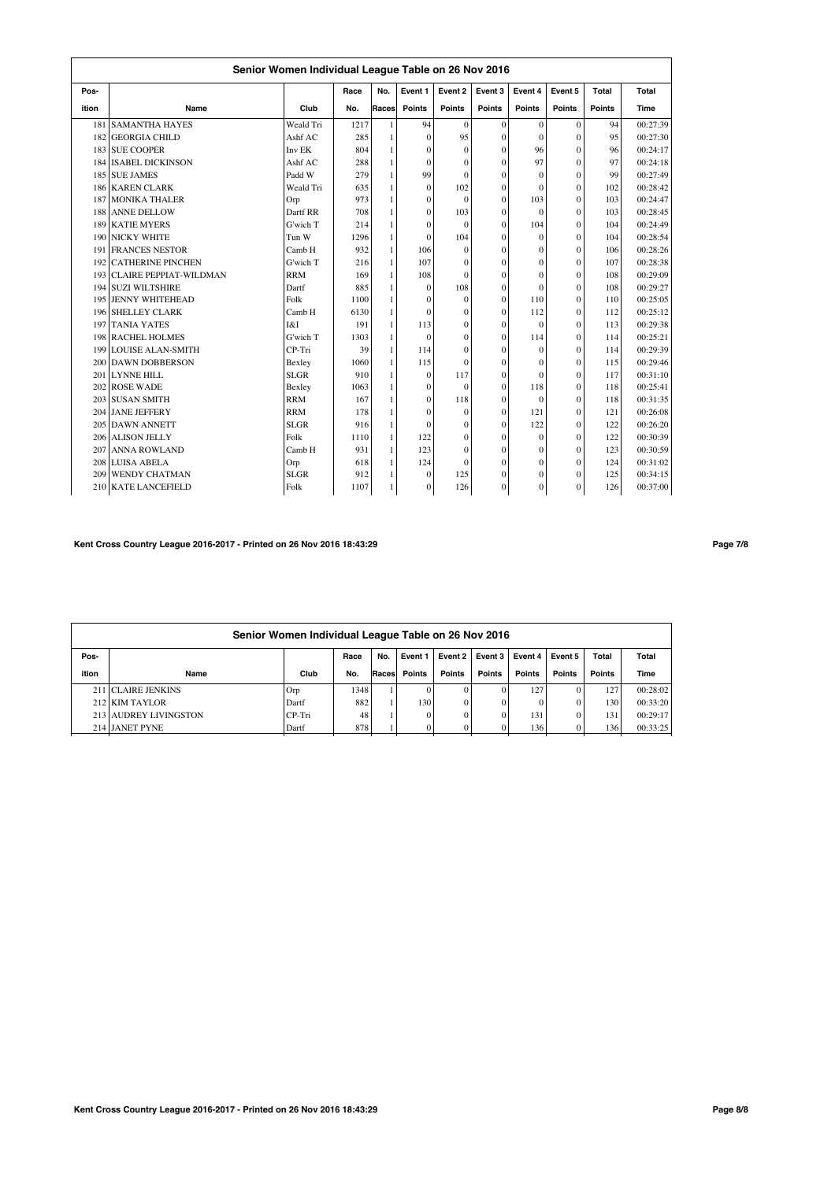## Senior Women Individual League Table on 26 Nov 2016

| Pos-ition | Name | Club | Race No. | No. Races | Event 1 Points | Event 2 Points | Event 3 Points | Event 4 Points | Event 5 Points | Total Points | Total Time |
|---|---|---|---|---|---|---|---|---|---|---|---|
| 181 | SAMANTHA HAYES | Weald Tri | 1217 | 1 | 94 | 0 | 0 | 0 | 0 | 94 | 00:27:39 |
| 182 | GEORGIA CHILD | Ashf AC | 285 | 1 | 0 | 95 | 0 | 0 | 0 | 95 | 00:27:30 |
| 183 | SUE COOPER | Inv EK | 804 | 1 | 0 | 0 | 0 | 96 | 0 | 96 | 00:24:17 |
| 184 | ISABEL DICKINSON | Ashf AC | 288 | 1 | 0 | 0 | 0 | 97 | 0 | 97 | 00:24:18 |
| 185 | SUE JAMES | Padd W | 279 | 1 | 99 | 0 | 0 | 0 | 0 | 99 | 00:27:49 |
| 186 | KAREN CLARK | Weald Tri | 635 | 1 | 0 | 102 | 0 | 0 | 0 | 102 | 00:28:42 |
| 187 | MONIKA THALER | Orp | 973 | 1 | 0 | 0 | 0 | 103 | 0 | 103 | 00:24:47 |
| 188 | ANNE DELLOW | Dartf RR | 708 | 1 | 0 | 103 | 0 | 0 | 0 | 103 | 00:28:45 |
| 189 | KATIE MYERS | G'wich T | 214 | 1 | 0 | 0 | 0 | 104 | 0 | 104 | 00:24:49 |
| 190 | NICKY WHITE | Tun W | 1296 | 1 | 0 | 104 | 0 | 0 | 0 | 104 | 00:28:54 |
| 191 | FRANCES NESTOR | Camb H | 932 | 1 | 106 | 0 | 0 | 0 | 0 | 106 | 00:28:26 |
| 192 | CATHERINE PINCHEN | G'wich T | 216 | 1 | 107 | 0 | 0 | 0 | 0 | 107 | 00:28:38 |
| 193 | CLAIRE PEPPIAT-WILDMAN | RRM | 169 | 1 | 108 | 0 | 0 | 0 | 0 | 108 | 00:29:09 |
| 194 | SUZI WILTSHIRE | Dartf | 885 | 1 | 0 | 108 | 0 | 0 | 0 | 108 | 00:29:27 |
| 195 | JENNY WHITEHEAD | Folk | 1100 | 1 | 0 | 0 | 0 | 110 | 0 | 110 | 00:25:05 |
| 196 | SHELLEY CLARK | Camb H | 6130 | 1 | 0 | 0 | 0 | 112 | 0 | 112 | 00:25:12 |
| 197 | TANIA YATES | I&I | 191 | 1 | 113 | 0 | 0 | 0 | 0 | 113 | 00:29:38 |
| 198 | RACHEL HOLMES | G'wich T | 1303 | 1 | 0 | 0 | 0 | 114 | 0 | 114 | 00:25:21 |
| 199 | LOUISE ALAN-SMITH | CP-Tri | 39 | 1 | 114 | 0 | 0 | 0 | 0 | 114 | 00:29:39 |
| 200 | DAWN DOBBERSON | Bexley | 1060 | 1 | 115 | 0 | 0 | 0 | 0 | 115 | 00:29:46 |
| 201 | LYNNE HILL | SLGR | 910 | 1 | 0 | 117 | 0 | 0 | 0 | 117 | 00:31:10 |
| 202 | ROSE WADE | Bexley | 1063 | 1 | 0 | 0 | 0 | 118 | 0 | 118 | 00:25:41 |
| 203 | SUSAN SMITH | RRM | 167 | 1 | 0 | 118 | 0 | 0 | 0 | 118 | 00:31:35 |
| 204 | JANE JEFFERY | RRM | 178 | 1 | 0 | 0 | 0 | 121 | 0 | 121 | 00:26:08 |
| 205 | DAWN ANNETT | SLGR | 916 | 1 | 0 | 0 | 0 | 122 | 0 | 122 | 00:26:20 |
| 206 | ALISON JELLY | Folk | 1110 | 1 | 122 | 0 | 0 | 0 | 0 | 122 | 00:30:39 |
| 207 | ANNA ROWLAND | Camb H | 931 | 1 | 123 | 0 | 0 | 0 | 0 | 123 | 00:30:59 |
| 208 | LUISA ABELA | Orp | 618 | 1 | 124 | 0 | 0 | 0 | 0 | 124 | 00:31:02 |
| 209 | WENDY CHATMAN | SLGR | 912 | 1 | 0 | 125 | 0 | 0 | 0 | 125 | 00:34:15 |
| 210 | KATE LANCEFIELD | Folk | 1107 | 1 | 0 | 126 | 0 | 0 | 0 | 126 | 00:37:00 |

Kent Cross Country League 2016-2017 - Printed on 26 Nov 2016 18:43:29

## Senior Women Individual League Table on 26 Nov 2016

| Pos-ition | Name | Club | Race No. | No. Races | Event 1 Points | Event 2 Points | Event 3 Points | Event 4 Points | Event 5 Points | Total Points | Total Time |
|---|---|---|---|---|---|---|---|---|---|---|---|
| 211 | CLAIRE JENKINS | Orp | 1348 | 1 | 0 | 0 | 0 | 127 | 0 | 127 | 00:28:02 |
| 212 | KIM TAYLOR | Dartf | 882 | 1 | 130 | 0 | 0 | 0 | 0 | 130 | 00:33:20 |
| 213 | AUDREY LIVINGSTON | CP-Tri | 48 | 1 | 0 | 0 | 0 | 131 | 0 | 131 | 00:29:17 |
| 214 | JANET PYNE | Dartf | 878 | 1 | 0 | 0 | 0 | 136 | 0 | 136 | 00:33:25 |

Kent Cross Country League 2016-2017 - Printed on 26 Nov 2016 18:43:29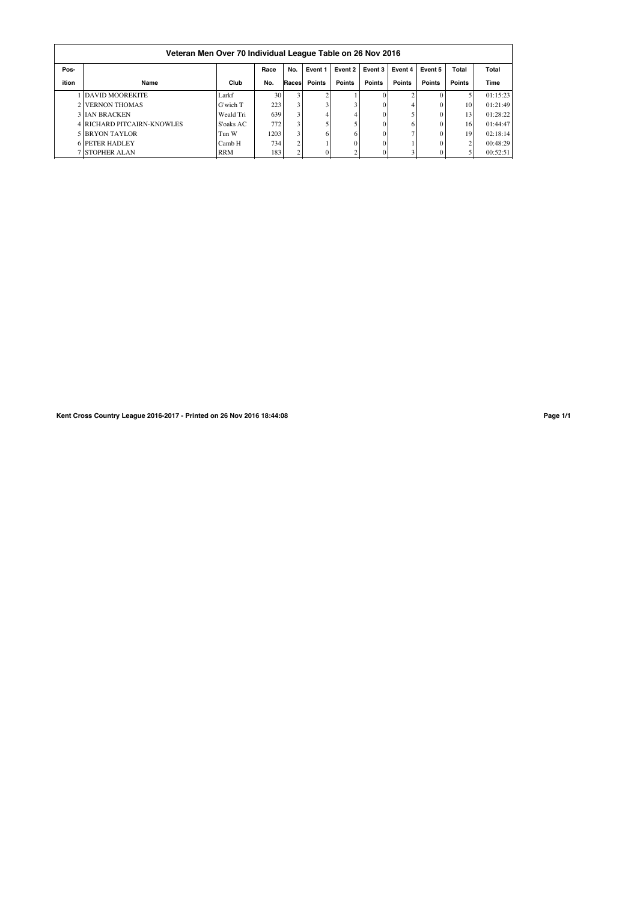## Veteran Men Over 70 Individual League Table on 26 Nov 2016

| Pos-ition | Name | Club | Race No. | No. Races | Event 1 Points | Event 2 Points | Event 3 Points | Event 4 Points | Event 5 Points | Total Points | Total Time |
|---|---|---|---|---|---|---|---|---|---|---|---|
| 1 | DAVID MOOREKITE | Larkf | 30 | 3 | 2 | 1 | 0 | 2 | 0 | 5 | 01:15:23 |
| 2 | VERNON THOMAS | G'wich T | 223 | 3 | 3 | 3 | 0 | 4 | 0 | 10 | 01:21:49 |
| 3 | IAN BRACKEN | Weald Tri | 639 | 3 | 4 | 4 | 0 | 5 | 0 | 13 | 01:28:22 |
| 4 | RICHARD PITCAIRN-KNOWLES | S'oaks AC | 772 | 3 | 5 | 5 | 0 | 6 | 0 | 16 | 01:44:47 |
| 5 | BRYON TAYLOR | Tun W | 1203 | 3 | 6 | 6 | 0 | 7 | 0 | 19 | 02:18:14 |
| 6 | PETER HADLEY | Camb H | 734 | 2 | 1 | 0 | 0 | 1 | 0 | 2 | 00:48:29 |
| 7 | STOPHER ALAN | RRM | 183 | 2 | 0 | 2 | 0 | 3 | 0 | 5 | 00:52:51 |

**Kent Cross Country League 2016-2017 - Printed on 26 Nov 2016 18:44:08**